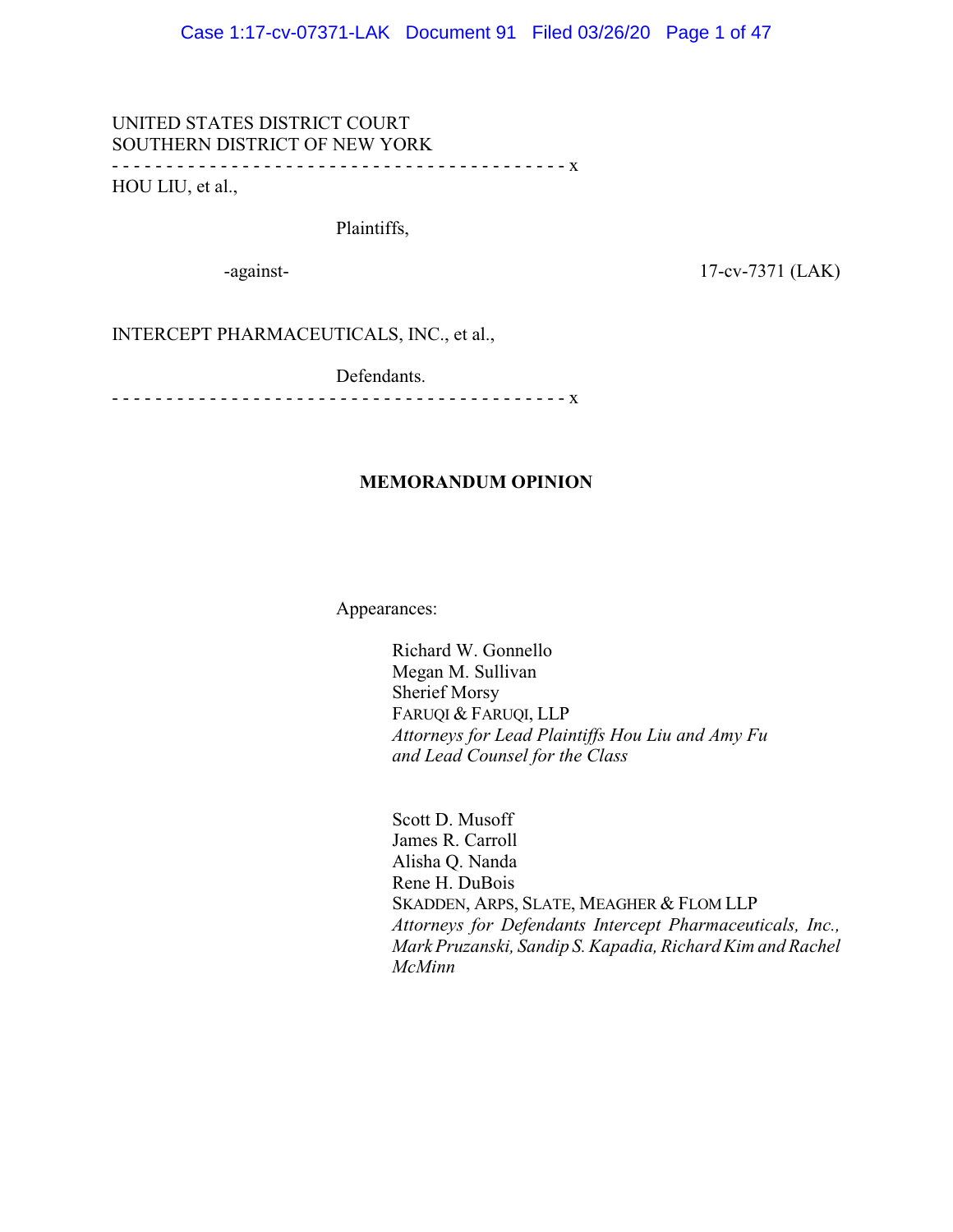UNITED STATES DISTRICT COURT
SOUTHERN DISTRICT OF NEW YORK

- - - - - - - - - - - - - - - - - - - - - - - - - - - - - - - - - - - - - - - - - - x

HOU LIU, et al.,

Plaintiffs,

-against-

17-cv-7371 (LAK)

INTERCEPT PHARMACEUTICALS, INC., et al.,

Defendants.

- - - - - - - - - - - - - - - - - - - - - - - - - - - - - - - - - - - - - - - - - - x

**MEMORANDUM OPINION**

Appearances:

Richard W. Gonnello
Megan M. Sullivan
Sherief Morsy
FARUQI & FARUQI, LLP
*Attorneys for Lead Plaintiffs Hou Liu and Amy Fu and Lead Counsel for the Class*

Scott D. Musoff
James R. Carroll
Alisha Q. Nanda
Rene H. DuBois
SKADDEN, ARPS, SLATE, MEAGHER & FLOM LLP
*Attorneys for Defendants Intercept Pharmaceuticals, Inc., Mark Pruzanski, Sandip S. Kapadia, Richard Kim and Rachel McMinn*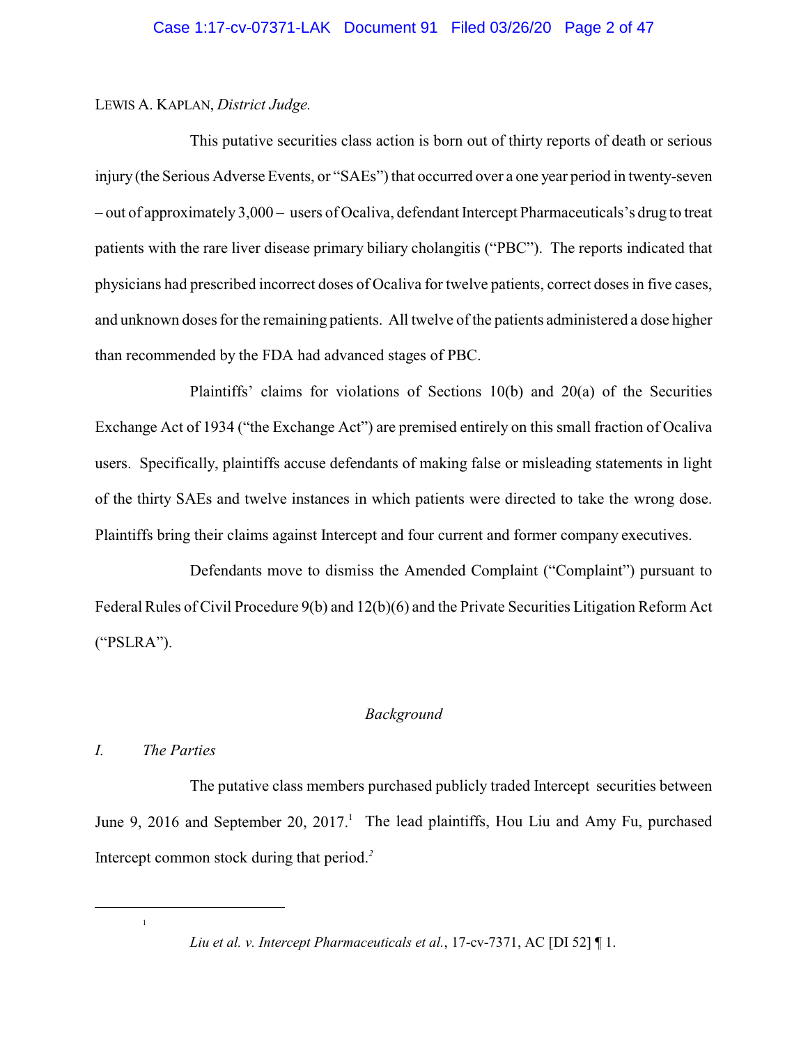LEWIS A. KAPLAN, *District Judge.*

This putative securities class action is born out of thirty reports of death or serious injury (the Serious Adverse Events, or "SAEs") that occurred over a one year period in twenty-seven – out of approximately 3,000 – users of Ocaliva, defendant Intercept Pharmaceuticals's drug to treat patients with the rare liver disease primary biliary cholangitis ("PBC"). The reports indicated that physicians had prescribed incorrect doses of Ocaliva for twelve patients, correct doses in five cases, and unknown doses for the remaining patients. All twelve of the patients administered a dose higher than recommended by the FDA had advanced stages of PBC.

Plaintiffs' claims for violations of Sections 10(b) and 20(a) of the Securities Exchange Act of 1934 ("the Exchange Act") are premised entirely on this small fraction of Ocaliva users. Specifically, plaintiffs accuse defendants of making false or misleading statements in light of the thirty SAEs and twelve instances in which patients were directed to take the wrong dose. Plaintiffs bring their claims against Intercept and four current and former company executives.

Defendants move to dismiss the Amended Complaint ("Complaint") pursuant to Federal Rules of Civil Procedure 9(b) and 12(b)(6) and the Private Securities Litigation Reform Act ("PSLRA").

## *Background*

### *I. The Parties*

The putative class members purchased publicly traded Intercept securities between June 9, 2016 and September 20, 2017.[1] The lead plaintiffs, Hou Liu and Amy Fu, purchased Intercept common stock during that period.[2]

---

[1] *Liu et al. v. Intercept Pharmaceuticals et al.*, 17-cv-7371, AC [DI 52] ¶ 1.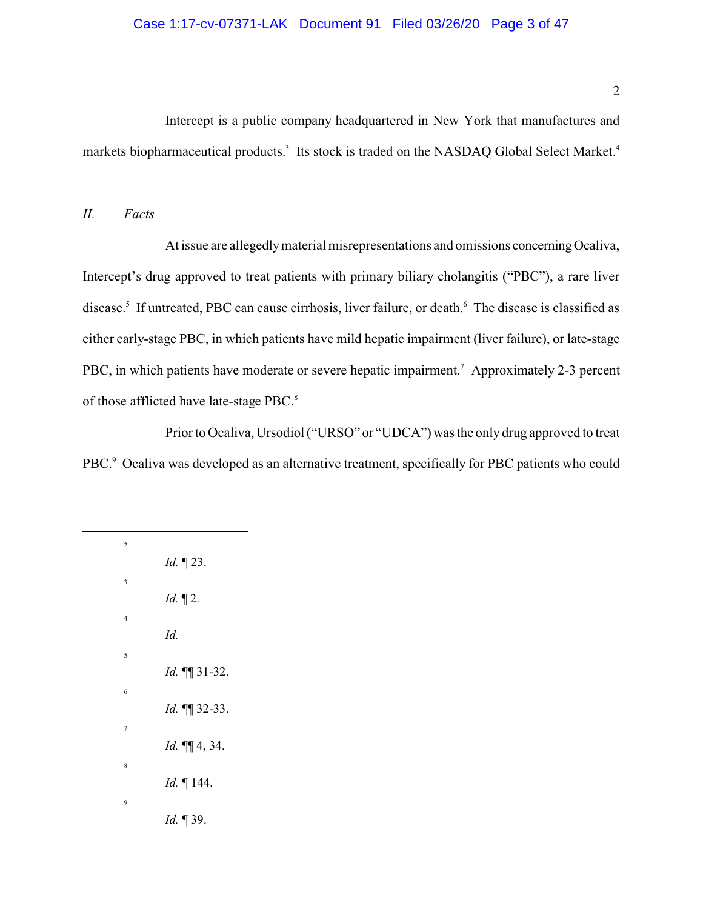Intercept is a public company headquartered in New York that manufactures and markets biopharmaceutical products.[3] Its stock is traded on the NASDAQ Global Select Market.[4]

## *II. Facts*

At issue are allegedly material misrepresentations and omissions concerning Ocaliva, Intercept's drug approved to treat patients with primary biliary cholangitis ("PBC"), a rare liver disease.[5] If untreated, PBC can cause cirrhosis, liver failure, or death.[6] The disease is classified as either early-stage PBC, in which patients have mild hepatic impairment (liver failure), or late-stage PBC, in which patients have moderate or severe hepatic impairment.[7] Approximately 2-3 percent of those afflicted have late-stage PBC.[8]

Prior to Ocaliva, Ursodiol ("URSO" or "UDCA") was the only drug approved to treat PBC.[9] Ocaliva was developed as an alternative treatment, specifically for PBC patients who could

---

[2] *Id.* ¶ 23.

[3] *Id.* ¶ 2.

[4] *Id.*

[5] *Id.* ¶¶ 31-32.

[6] *Id.* ¶¶ 32-33.

[7] *Id.* ¶¶ 4, 34.

[8] *Id.* ¶ 144.

[9] *Id.* ¶ 39.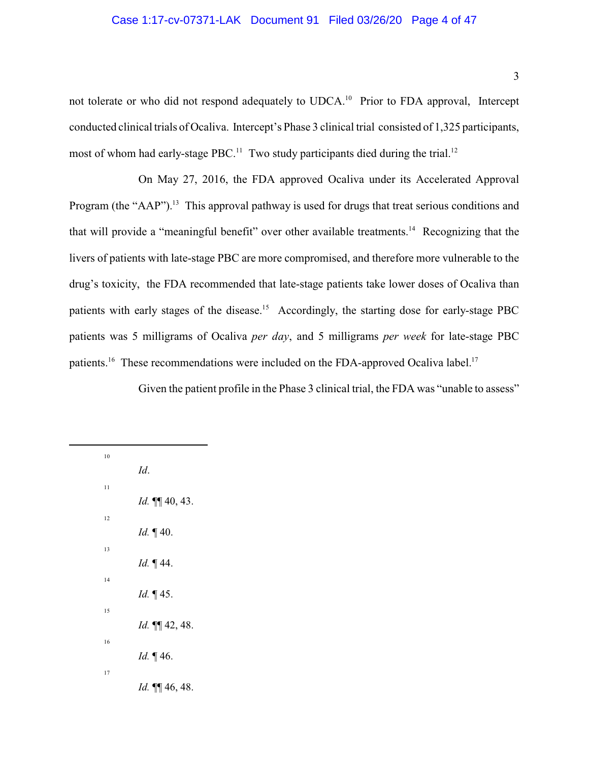not tolerate or who did not respond adequately to UDCA.[10] Prior to FDA approval, Intercept conducted clinical trials of Ocaliva. Intercept's Phase 3 clinical trial consisted of 1,325 participants, most of whom had early-stage PBC.[11] Two study participants died during the trial.[12]

On May 27, 2016, the FDA approved Ocaliva under its Accelerated Approval Program (the "AAP").[13] This approval pathway is used for drugs that treat serious conditions and that will provide a "meaningful benefit" over other available treatments.[14] Recognizing that the livers of patients with late-stage PBC are more compromised, and therefore more vulnerable to the drug's toxicity, the FDA recommended that late-stage patients take lower doses of Ocaliva than patients with early stages of the disease.[15] Accordingly, the starting dose for early-stage PBC patients was 5 milligrams of Ocaliva *per day*, and 5 milligrams *per week* for late-stage PBC patients.[16] These recommendations were included on the FDA-approved Ocaliva label.[17]

Given the patient profile in the Phase 3 clinical trial, the FDA was "unable to assess"

---

[10] *Id*.

[11] *Id.* ¶¶ 40, 43.

[12] *Id.* ¶ 40.

[13] *Id.* ¶ 44.

[14] *Id.* ¶ 45.

[15] *Id.* ¶¶ 42, 48.

[16] *Id.* ¶ 46.

[17] *Id.* ¶¶ 46, 48.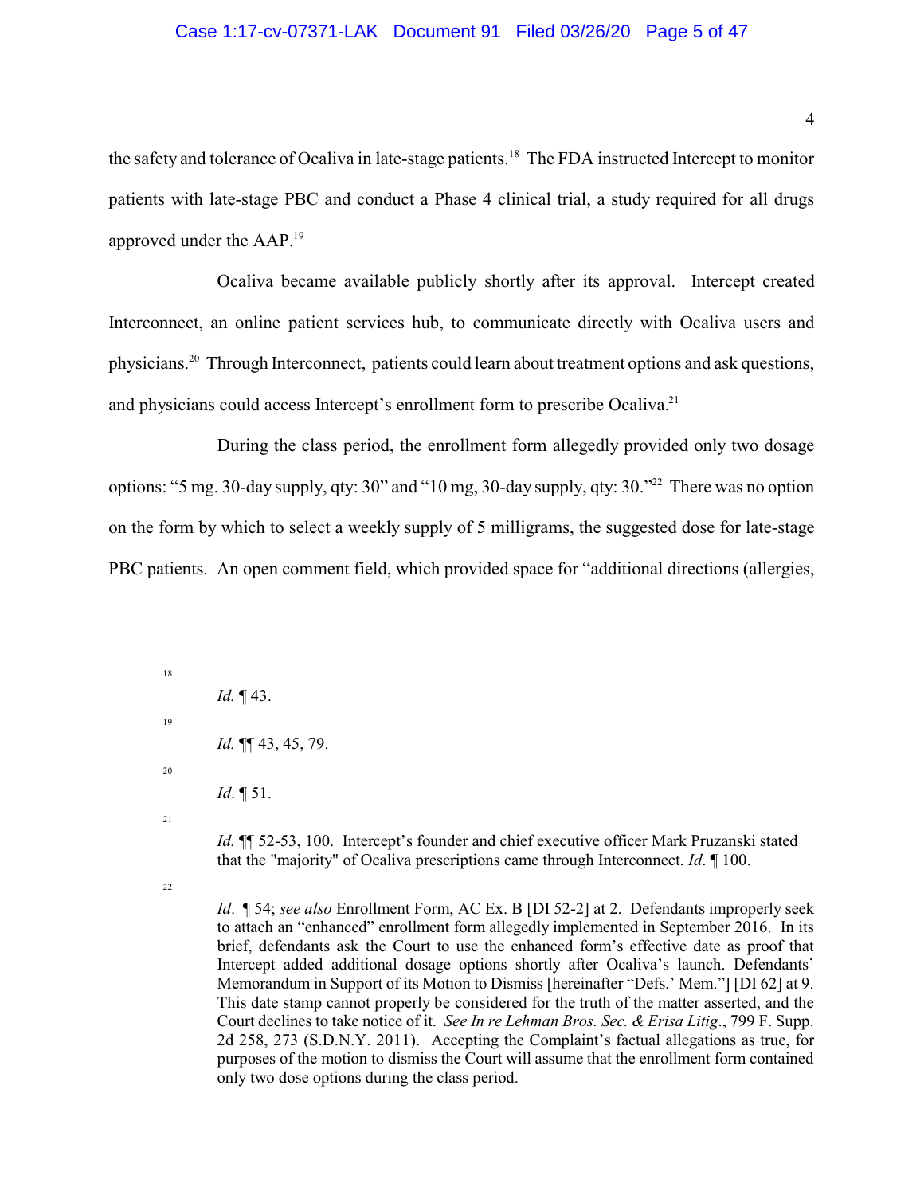the safety and tolerance of Ocaliva in late-stage patients.[18] The FDA instructed Intercept to monitor patients with late-stage PBC and conduct a Phase 4 clinical trial, a study required for all drugs approved under the AAP.[19]

Ocaliva became available publicly shortly after its approval. Intercept created Interconnect, an online patient services hub, to communicate directly with Ocaliva users and physicians.[20] Through Interconnect, patients could learn about treatment options and ask questions, and physicians could access Intercept's enrollment form to prescribe Ocaliva.[21]

During the class period, the enrollment form allegedly provided only two dosage options: "5 mg. 30-day supply, qty: 30" and "10 mg, 30-day supply, qty: 30."[22] There was no option on the form by which to select a weekly supply of 5 milligrams, the suggested dose for late-stage PBC patients. An open comment field, which provided space for "additional directions (allergies,

---

[18] *Id.* ¶ 43.

[19] *Id.* ¶¶ 43, 45, 79.

[20] *Id*. ¶ 51.

[21] *Id.* ¶¶ 52-53, 100. Intercept's founder and chief executive officer Mark Pruzanski stated that the "majority" of Ocaliva prescriptions came through Interconnect. *Id*. ¶ 100.

[22] *Id*. ¶ 54; *see also* Enrollment Form, AC Ex. B [DI 52-2] at 2. Defendants improperly seek to attach an "enhanced" enrollment form allegedly implemented in September 2016. In its brief, defendants ask the Court to use the enhanced form's effective date as proof that Intercept added additional dosage options shortly after Ocaliva's launch. Defendants' Memorandum in Support of its Motion to Dismiss [hereinafter "Defs.' Mem."] [DI 62] at 9. This date stamp cannot properly be considered for the truth of the matter asserted, and the Court declines to take notice of it. *See In re Lehman Bros. Sec. & Erisa Litig*., 799 F. Supp. 2d 258, 273 (S.D.N.Y. 2011). Accepting the Complaint's factual allegations as true, for purposes of the motion to dismiss the Court will assume that the enrollment form contained only two dose options during the class period.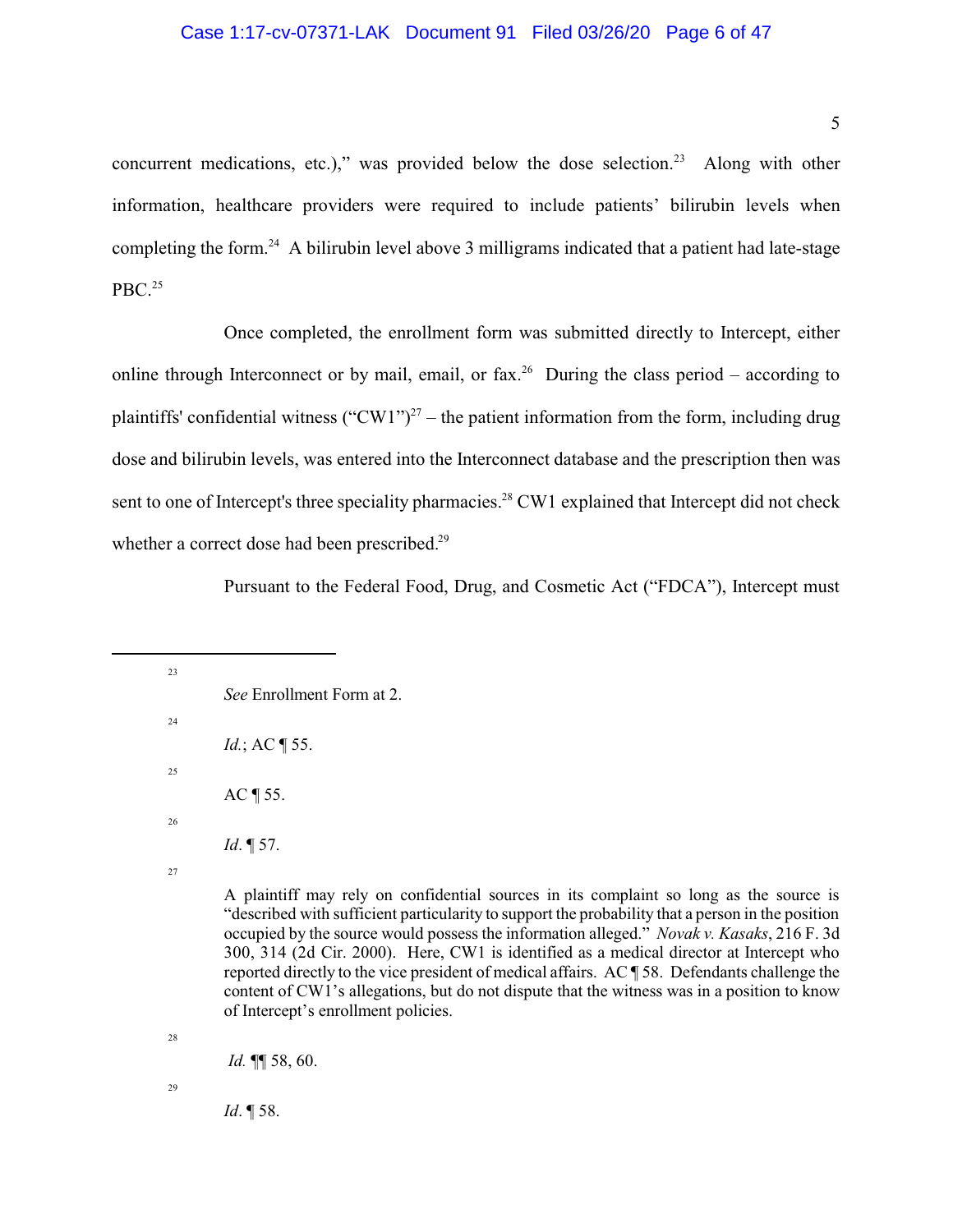concurrent medications, etc.)," was provided below the dose selection.[23] Along with other information, healthcare providers were required to include patients' bilirubin levels when completing the form.[24] A bilirubin level above 3 milligrams indicated that a patient had late-stage PBC.[25]

Once completed, the enrollment form was submitted directly to Intercept, either online through Interconnect or by mail, email, or fax.[26] During the class period – according to plaintiffs' confidential witness ("CW1")[27] – the patient information from the form, including drug dose and bilirubin levels, was entered into the Interconnect database and the prescription then was sent to one of Intercept's three speciality pharmacies.[28] CW1 explained that Intercept did not check whether a correct dose had been prescribed.[29]

Pursuant to the Federal Food, Drug, and Cosmetic Act ("FDCA"), Intercept must

---

[23] *See* Enrollment Form at 2.

[24] *Id.*; AC ¶ 55.

[25] AC ¶ 55.

[26] *Id*. ¶ 57.

[27] A plaintiff may rely on confidential sources in its complaint so long as the source is "described with sufficient particularity to support the probability that a person in the position occupied by the source would possess the information alleged." *Novak v. Kasaks*, 216 F. 3d 300, 314 (2d Cir. 2000). Here, CW1 is identified as a medical director at Intercept who reported directly to the vice president of medical affairs. AC ¶ 58. Defendants challenge the content of CW1's allegations, but do not dispute that the witness was in a position to know of Intercept's enrollment policies.

[28] *Id.* ¶¶ 58, 60.

[29] *Id*. ¶ 58.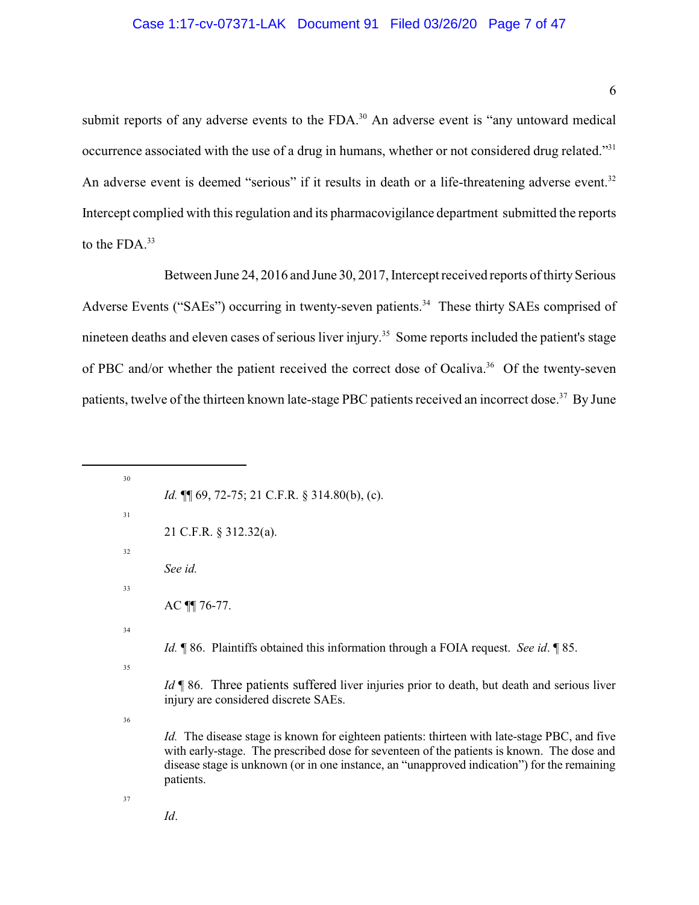submit reports of any adverse events to the FDA.[30] An adverse event is "any untoward medical occurrence associated with the use of a drug in humans, whether or not considered drug related."[31] An adverse event is deemed "serious" if it results in death or a life-threatening adverse event.[32] Intercept complied with this regulation and its pharmacovigilance department submitted the reports to the FDA.[33]

Between June 24, 2016 and June 30, 2017, Intercept received reports of thirty Serious Adverse Events ("SAEs") occurring in twenty-seven patients.[34] These thirty SAEs comprised of nineteen deaths and eleven cases of serious liver injury.[35] Some reports included the patient's stage of PBC and/or whether the patient received the correct dose of Ocaliva.[36] Of the twenty-seven patients, twelve of the thirteen known late-stage PBC patients received an incorrect dose.[37] By June

---

[30] *Id.* ¶¶ 69, 72-75; 21 C.F.R. § 314.80(b), (c).

[31] 21 C.F.R. § 312.32(a).

[32] *See id.*

[33] AC ¶¶ 76-77.

[34] *Id.* ¶ 86. Plaintiffs obtained this information through a FOIA request. *See id*. ¶ 85.

[35] *Id* ¶ 86. Three patients suffered liver injuries prior to death, but death and serious liver injury are considered discrete SAEs.

[36] *Id.* The disease stage is known for eighteen patients: thirteen with late-stage PBC, and five with early-stage. The prescribed dose for seventeen of the patients is known. The dose and disease stage is unknown (or in one instance, an "unapproved indication") for the remaining patients.

[37] *Id*.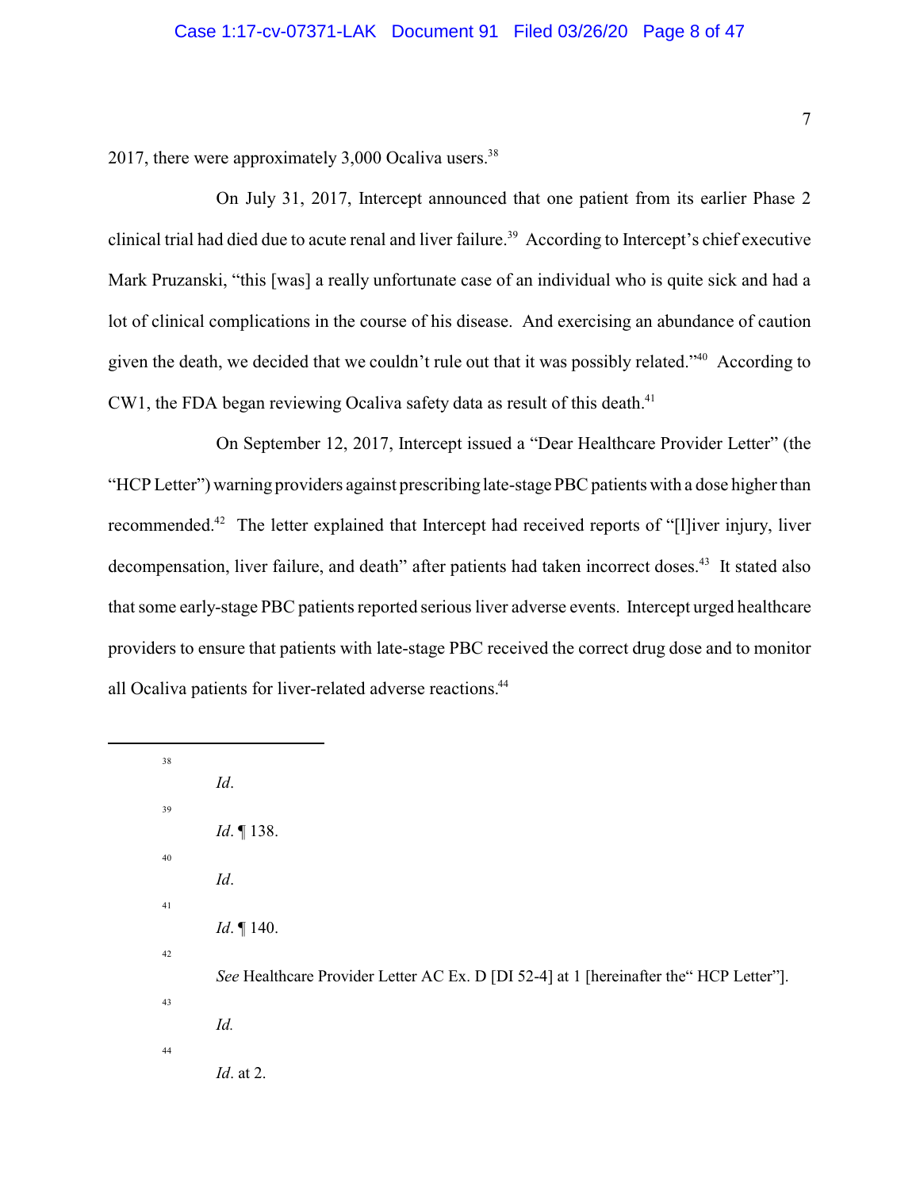2017, there were approximately 3,000 Ocaliva users.[38]

On July 31, 2017, Intercept announced that one patient from its earlier Phase 2 clinical trial had died due to acute renal and liver failure.[39] According to Intercept's chief executive Mark Pruzanski, "this [was] a really unfortunate case of an individual who is quite sick and had a lot of clinical complications in the course of his disease. And exercising an abundance of caution given the death, we decided that we couldn't rule out that it was possibly related."[40] According to CW1, the FDA began reviewing Ocaliva safety data as result of this death.[41]

On September 12, 2017, Intercept issued a "Dear Healthcare Provider Letter" (the "HCP Letter") warning providers against prescribing late-stage PBC patients with a dose higher than recommended.[42] The letter explained that Intercept had received reports of "[l]iver injury, liver decompensation, liver failure, and death" after patients had taken incorrect doses.[43] It stated also that some early-stage PBC patients reported serious liver adverse events. Intercept urged healthcare providers to ensure that patients with late-stage PBC received the correct drug dose and to monitor all Ocaliva patients for liver-related adverse reactions.[44]

---

[38] *Id*.

[39] *Id*. ¶ 138.

[40] *Id*.

[41] *Id*. ¶ 140.

[42] *See* Healthcare Provider Letter AC Ex. D [DI 52-4] at 1 [hereinafter the" HCP Letter"].

[43] *Id.*

[44] *Id*. at 2.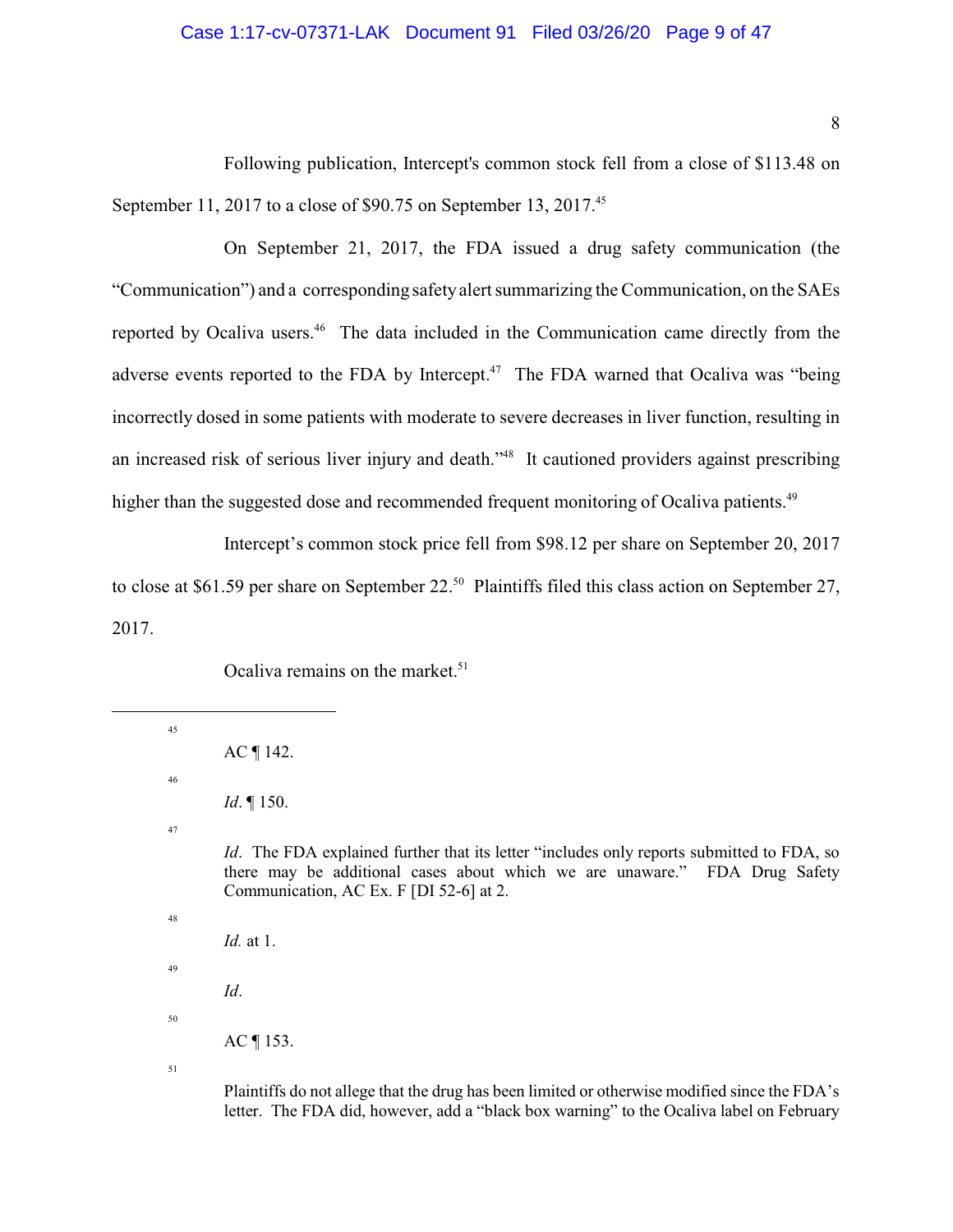Following publication, Intercept's common stock fell from a close of $113.48 on September 11, 2017 to a close of $90.75 on September 13, 2017.[45]

On September 21, 2017, the FDA issued a drug safety communication (the "Communication") and a corresponding safety alert summarizing the Communication, on the SAEs reported by Ocaliva users.[46] The data included in the Communication came directly from the adverse events reported to the FDA by Intercept.[47] The FDA warned that Ocaliva was "being incorrectly dosed in some patients with moderate to severe decreases in liver function, resulting in an increased risk of serious liver injury and death."[48] It cautioned providers against prescribing higher than the suggested dose and recommended frequent monitoring of Ocaliva patients.[49]

Intercept's common stock price fell from $98.12 per share on September 20, 2017 to close at $61.59 per share on September 22.[50] Plaintiffs filed this class action on September 27, 2017.

Ocaliva remains on the market.[51]

---

[45] AC ¶ 142.

[46] *Id*. ¶ 150.

[47] *Id*. The FDA explained further that its letter "includes only reports submitted to FDA, so there may be additional cases about which we are unaware." FDA Drug Safety Communication, AC Ex. F [DI 52-6] at 2.

[48] *Id.* at 1.

[49] *Id*.

[50] AC ¶ 153.

[51] Plaintiffs do not allege that the drug has been limited or otherwise modified since the FDA's letter. The FDA did, however, add a "black box warning" to the Ocaliva label on February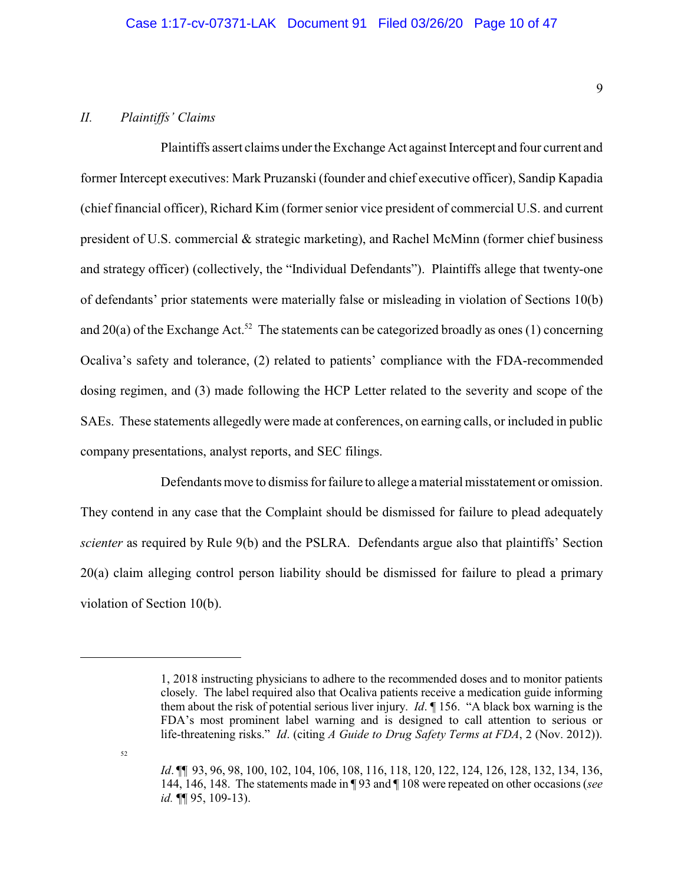## *II. Plaintiffs' Claims*

Plaintiffs assert claims under the Exchange Act against Intercept and four current and former Intercept executives: Mark Pruzanski (founder and chief executive officer), Sandip Kapadia (chief financial officer), Richard Kim (former senior vice president of commercial U.S. and current president of U.S. commercial & strategic marketing), and Rachel McMinn (former chief business and strategy officer) (collectively, the "Individual Defendants"). Plaintiffs allege that twenty-one of defendants' prior statements were materially false or misleading in violation of Sections 10(b) and 20(a) of the Exchange Act.[52] The statements can be categorized broadly as ones (1) concerning Ocaliva's safety and tolerance, (2) related to patients' compliance with the FDA-recommended dosing regimen, and (3) made following the HCP Letter related to the severity and scope of the SAEs. These statements allegedly were made at conferences, on earning calls, or included in public company presentations, analyst reports, and SEC filings.

Defendants move to dismiss for failure to allege a material misstatement or omission. They contend in any case that the Complaint should be dismissed for failure to plead adequately *scienter* as required by Rule 9(b) and the PSLRA. Defendants argue also that plaintiffs' Section 20(a) claim alleging control person liability should be dismissed for failure to plead a primary violation of Section 10(b).

---

1, 2018 instructing physicians to adhere to the recommended doses and to monitor patients closely. The label required also that Ocaliva patients receive a medication guide informing them about the risk of potential serious liver injury. *Id*. ¶ 156. "A black box warning is the FDA's most prominent label warning and is designed to call attention to serious or life-threatening risks." *Id*. (citing *A Guide to Drug Safety Terms at FDA*, 2 (Nov. 2012)).

[52] *Id*. ¶¶ 93, 96, 98, 100, 102, 104, 106, 108, 116, 118, 120, 122, 124, 126, 128, 132, 134, 136, 144, 146, 148. The statements made in ¶ 93 and ¶ 108 were repeated on other occasions (*see id.* ¶¶ 95, 109-13).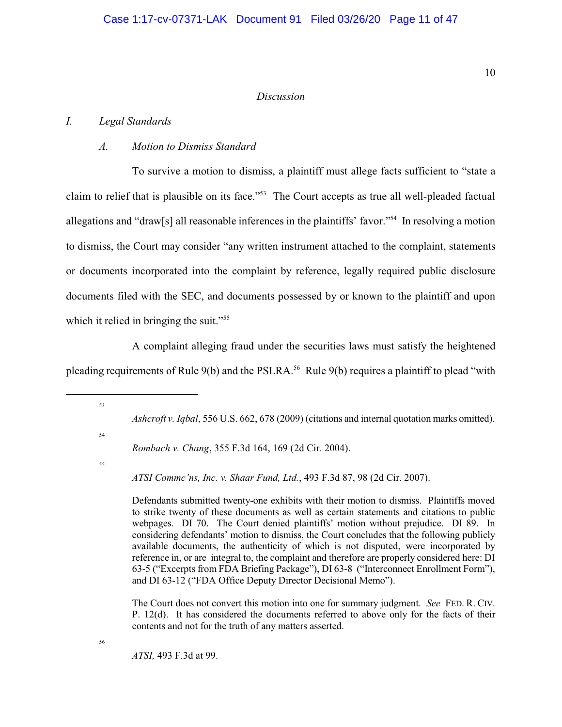*Discussion*

*I. Legal Standards*

*A. Motion to Dismiss Standard*

To survive a motion to dismiss, a plaintiff must allege facts sufficient to "state a claim to relief that is plausible on its face."[53] The Court accepts as true all well-pleaded factual allegations and "draw[s] all reasonable inferences in the plaintiffs' favor."[54] In resolving a motion to dismiss, the Court may consider "any written instrument attached to the complaint, statements or documents incorporated into the complaint by reference, legally required public disclosure documents filed with the SEC, and documents possessed by or known to the plaintiff and upon which it relied in bringing the suit."[55]

A complaint alleging fraud under the securities laws must satisfy the heightened pleading requirements of Rule 9(b) and the PSLRA.[56] Rule 9(b) requires a plaintiff to plead "with

---

[53] *Ashcroft v. Iqbal*, 556 U.S. 662, 678 (2009) (citations and internal quotation marks omitted).

[54] *Rombach v. Chang*, 355 F.3d 164, 169 (2d Cir. 2004).

[55] *ATSI Commc'ns, Inc. v. Shaar Fund, Ltd.*, 493 F.3d 87, 98 (2d Cir. 2007).

Defendants submitted twenty-one exhibits with their motion to dismiss. Plaintiffs moved to strike twenty of these documents as well as certain statements and citations to public webpages. DI 70. The Court denied plaintiffs' motion without prejudice. DI 89. In considering defendants' motion to dismiss, the Court concludes that the following publicly available documents, the authenticity of which is not disputed, were incorporated by reference in, or are integral to, the complaint and therefore are properly considered here: DI 63-5 ("Excerpts from FDA Briefing Package"), DI 63-8 ("Interconnect Enrollment Form"), and DI 63-12 ("FDA Office Deputy Director Decisional Memo").

The Court does not convert this motion into one for summary judgment. *See* FED. R. CIV. P. 12(d). It has considered the documents referred to above only for the facts of their contents and not for the truth of any matters asserted.

[56] *ATSI,* 493 F.3d at 99.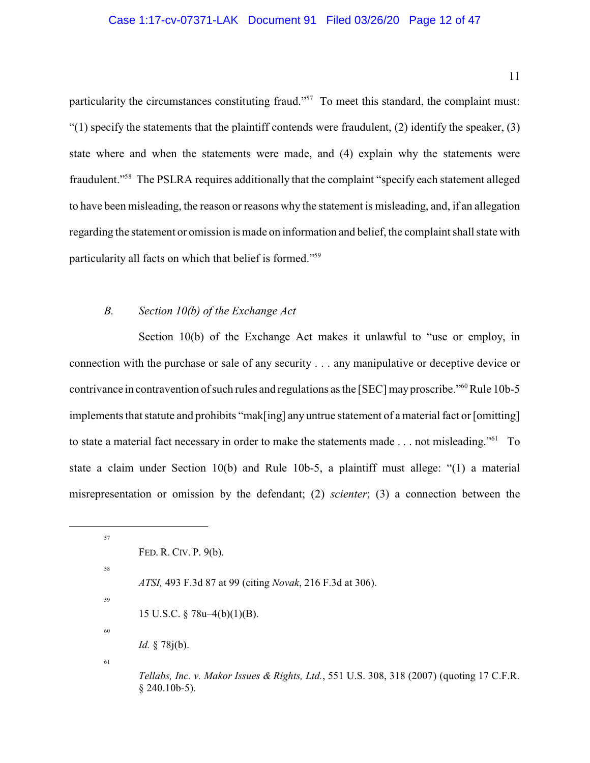particularity the circumstances constituting fraud."[57] To meet this standard, the complaint must: "(1) specify the statements that the plaintiff contends were fraudulent, (2) identify the speaker, (3) state where and when the statements were made, and (4) explain why the statements were fraudulent."[58] The PSLRA requires additionally that the complaint "specify each statement alleged to have been misleading, the reason or reasons why the statement is misleading, and, if an allegation regarding the statement or omission is made on information and belief, the complaint shall state with particularity all facts on which that belief is formed."[59]

### *B. Section 10(b) of the Exchange Act*

Section 10(b) of the Exchange Act makes it unlawful to "use or employ, in connection with the purchase or sale of any security . . . any manipulative or deceptive device or contrivance in contravention of such rules and regulations as the [SEC] may proscribe."[60] Rule 10b-5 implements that statute and prohibits "mak[ing] any untrue statement of a material fact or [omitting] to state a material fact necessary in order to make the statements made . . . not misleading."[61] To state a claim under Section 10(b) and Rule 10b-5, a plaintiff must allege: "(1) a material misrepresentation or omission by the defendant; (2) *scienter*; (3) a connection between the

---

[57] FED. R. CIV. P. 9(b).

[58] *ATSI,* 493 F.3d 87 at 99 (citing *Novak*, 216 F.3d at 306).

[59] 15 U.S.C. § 78u–4(b)(1)(B).

[60] *Id.* § 78j(b).

[61] *Tellabs, Inc. v. Makor Issues & Rights, Ltd.*, 551 U.S. 308, 318 (2007) (quoting 17 C.F.R. § 240.10b-5).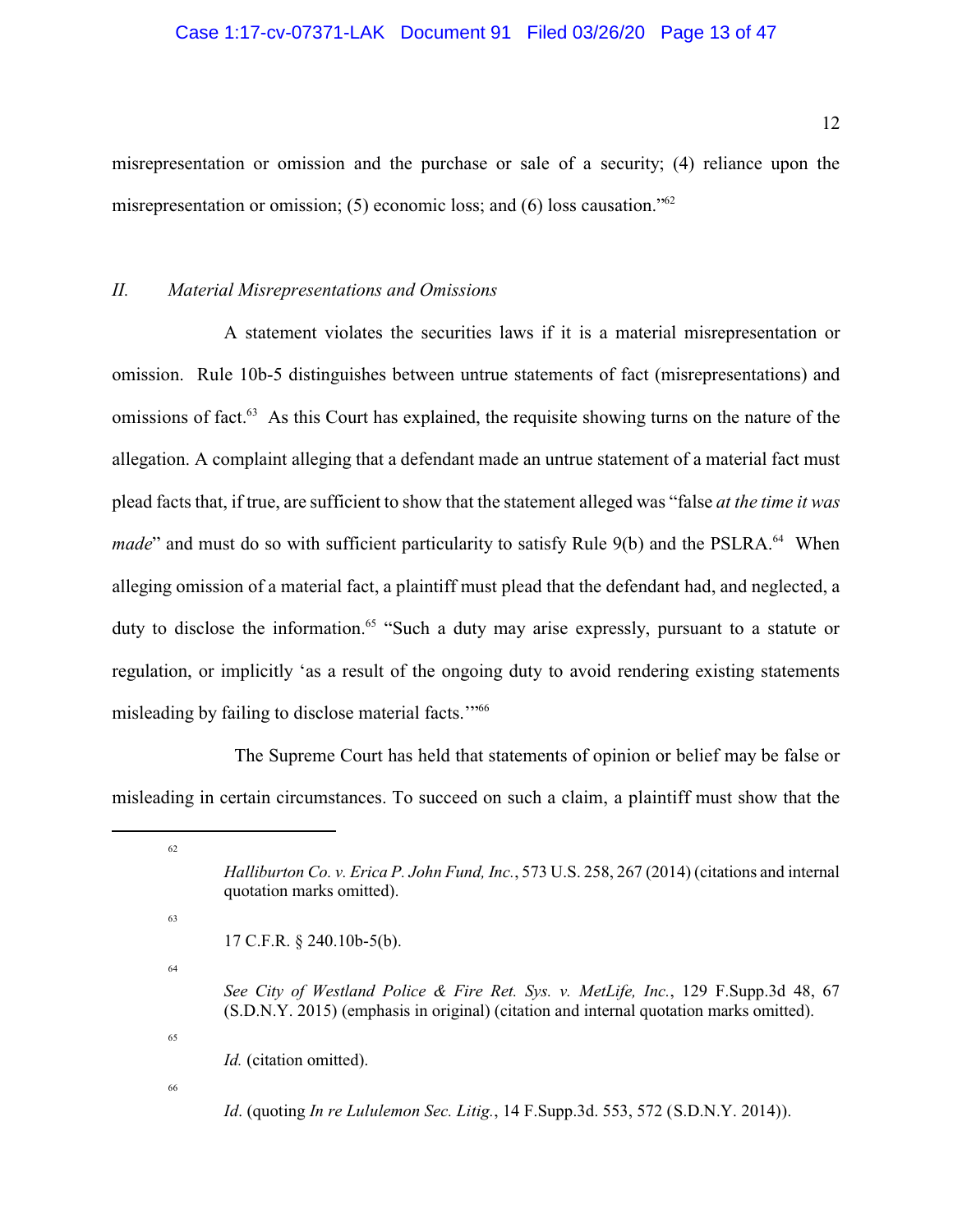misrepresentation or omission and the purchase or sale of a security; (4) reliance upon the misrepresentation or omission; (5) economic loss; and (6) loss causation."[62]

## II. *Material Misrepresentations and Omissions*

A statement violates the securities laws if it is a material misrepresentation or omission. Rule 10b-5 distinguishes between untrue statements of fact (misrepresentations) and omissions of fact.[63] As this Court has explained, the requisite showing turns on the nature of the allegation. A complaint alleging that a defendant made an untrue statement of a material fact must plead facts that, if true, are sufficient to show that the statement alleged was "false *at the time it was made*" and must do so with sufficient particularity to satisfy Rule 9(b) and the PSLRA.[64] When alleging omission of a material fact, a plaintiff must plead that the defendant had, and neglected, a duty to disclose the information.[65] "Such a duty may arise expressly, pursuant to a statute or regulation, or implicitly 'as a result of the ongoing duty to avoid rendering existing statements misleading by failing to disclose material facts.'"[66]

The Supreme Court has held that statements of opinion or belief may be false or misleading in certain circumstances. To succeed on such a claim, a plaintiff must show that the

---

[62] *Halliburton Co. v. Erica P. John Fund, Inc.*, 573 U.S. 258, 267 (2014) (citations and internal quotation marks omitted).

[63] 17 C.F.R. § 240.10b-5(b).

[64] *See City of Westland Police & Fire Ret. Sys. v. MetLife, Inc.*, 129 F.Supp.3d 48, 67 (S.D.N.Y. 2015) (emphasis in original) (citation and internal quotation marks omitted).

[65] *Id.* (citation omitted).

[66] *Id*. (quoting *In re Lululemon Sec. Litig.*, 14 F.Supp.3d. 553, 572 (S.D.N.Y. 2014)).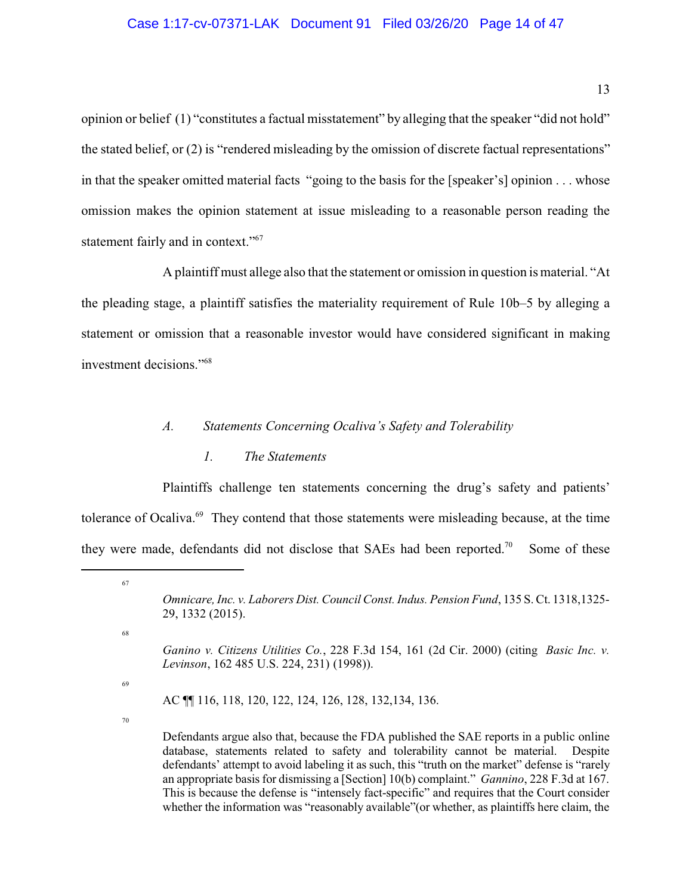opinion or belief (1) "constitutes a factual misstatement" by alleging that the speaker "did not hold" the stated belief, or (2) is "rendered misleading by the omission of discrete factual representations" in that the speaker omitted material facts "going to the basis for the [speaker's] opinion . . . whose omission makes the opinion statement at issue misleading to a reasonable person reading the statement fairly and in context."[67]

A plaintiff must allege also that the statement or omission in question is material. "At the pleading stage, a plaintiff satisfies the materiality requirement of Rule 10b–5 by alleging a statement or omission that a reasonable investor would have considered significant in making investment decisions."[68]

### *A. Statements Concerning Ocaliva's Safety and Tolerability*

#### *1. The Statements*

Plaintiffs challenge ten statements concerning the drug's safety and patients' tolerance of Ocaliva.[69] They contend that those statements were misleading because, at the time they were made, defendants did not disclose that SAEs had been reported.[70] Some of these

---

[67] *Omnicare, Inc. v. Laborers Dist. Council Const. Indus. Pension Fund*, 135 S. Ct. 1318,1325-29, 1332 (2015).

[68] *Ganino v. Citizens Utilities Co.*, 228 F.3d 154, 161 (2d Cir. 2000) (citing *Basic Inc. v. Levinson*, 162 485 U.S. 224, 231) (1998)).

[69] AC ¶¶ 116, 118, 120, 122, 124, 126, 128, 132,134, 136.

[70] Defendants argue also that, because the FDA published the SAE reports in a public online database, statements related to safety and tolerability cannot be material. Despite defendants' attempt to avoid labeling it as such, this "truth on the market" defense is "rarely an appropriate basis for dismissing a [Section] 10(b) complaint." *Gannino*, 228 F.3d at 167. This is because the defense is "intensely fact-specific" and requires that the Court consider whether the information was "reasonably available"(or whether, as plaintiffs here claim, the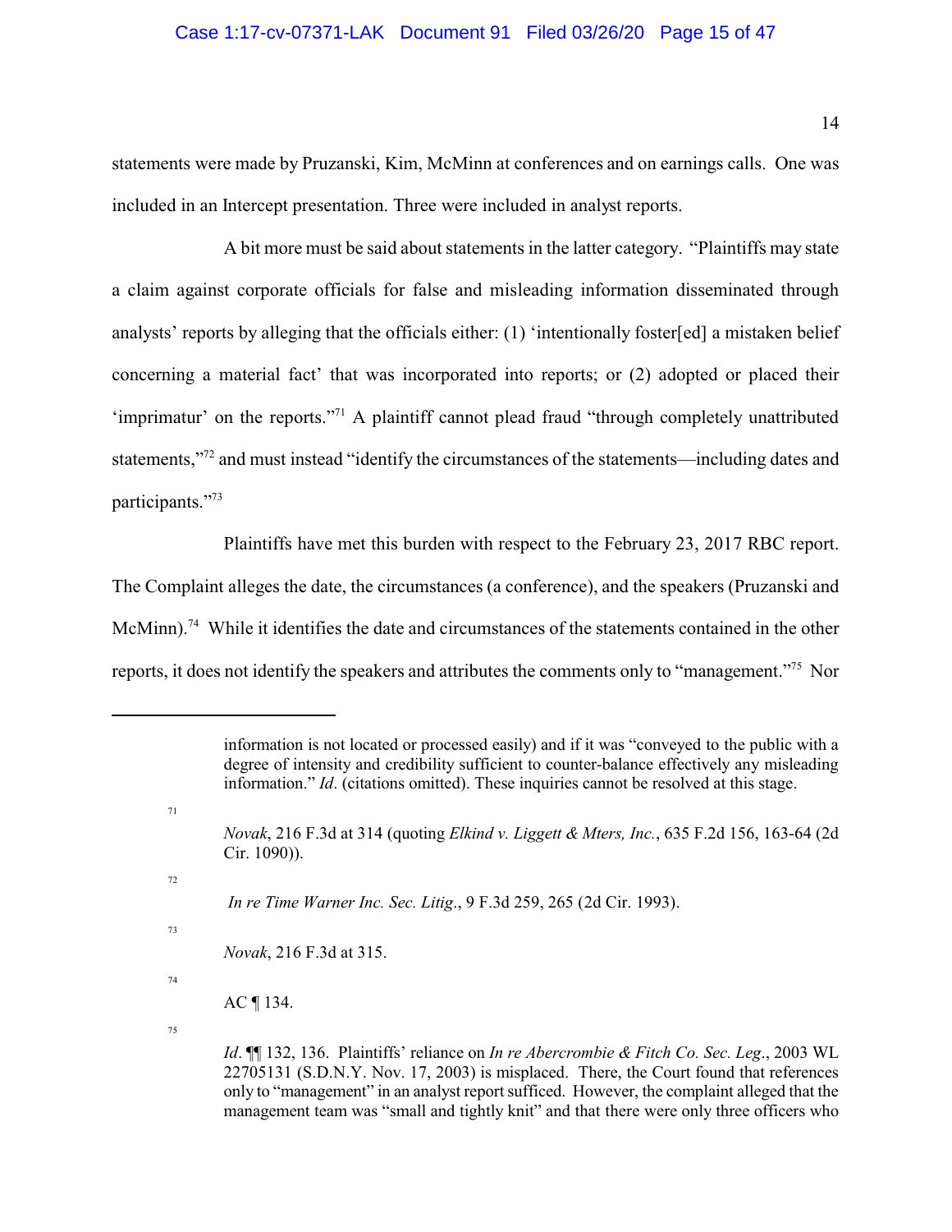statements were made by Pruzanski, Kim, McMinn at conferences and on earnings calls. One was included in an Intercept presentation. Three were included in analyst reports.

A bit more must be said about statements in the latter category. "Plaintiffs may state a claim against corporate officials for false and misleading information disseminated through analysts' reports by alleging that the officials either: (1) 'intentionally foster[ed] a mistaken belief concerning a material fact' that was incorporated into reports; or (2) adopted or placed their 'imprimatur' on the reports."[71] A plaintiff cannot plead fraud "through completely unattributed statements,"[72] and must instead "identify the circumstances of the statements—including dates and participants."[73]

Plaintiffs have met this burden with respect to the February 23, 2017 RBC report. The Complaint alleges the date, the circumstances (a conference), and the speakers (Pruzanski and McMinn).[74] While it identifies the date and circumstances of the statements contained in the other reports, it does not identify the speakers and attributes the comments only to "management."[75] Nor

---

information is not located or processed easily) and if it was "conveyed to the public with a degree of intensity and credibility sufficient to counter-balance effectively any misleading information." *Id*. (citations omitted). These inquiries cannot be resolved at this stage.

[71] *Novak*, 216 F.3d at 314 (quoting *Elkind v. Liggett & Mters, Inc.*, 635 F.2d 156, 163-64 (2d Cir. 1090)).

[72] *In re Time Warner Inc. Sec. Litig*., 9 F.3d 259, 265 (2d Cir. 1993).

[73] *Novak*, 216 F.3d at 315.

[74] AC ¶ 134.

[75] *Id*. ¶¶ 132, 136. Plaintiffs' reliance on *In re Abercrombie & Fitch Co. Sec. Leg*., 2003 WL 22705131 (S.D.N.Y. Nov. 17, 2003) is misplaced. There, the Court found that references only to "management" in an analyst report sufficed. However, the complaint alleged that the management team was "small and tightly knit" and that there were only three officers who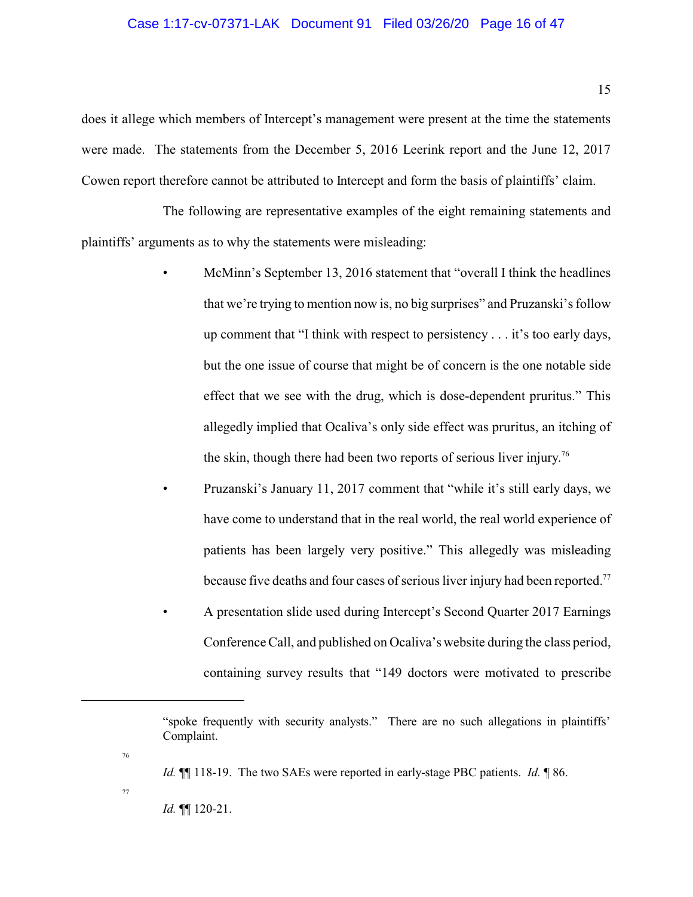does it allege which members of Intercept's management were present at the time the statements were made. The statements from the December 5, 2016 Leerink report and the June 12, 2017 Cowen report therefore cannot be attributed to Intercept and form the basis of plaintiffs' claim.

The following are representative examples of the eight remaining statements and plaintiffs' arguments as to why the statements were misleading:

- McMinn's September 13, 2016 statement that "overall I think the headlines that we're trying to mention now is, no big surprises" and Pruzanski's follow up comment that "I think with respect to persistency . . . it's too early days, but the one issue of course that might be of concern is the one notable side effect that we see with the drug, which is dose-dependent pruritus." This allegedly implied that Ocaliva's only side effect was pruritus, an itching of the skin, though there had been two reports of serious liver injury.[76]
- Pruzanski's January 11, 2017 comment that "while it's still early days, we have come to understand that in the real world, the real world experience of patients has been largely very positive." This allegedly was misleading because five deaths and four cases of serious liver injury had been reported.[77]
- A presentation slide used during Intercept's Second Quarter 2017 Earnings Conference Call, and published on Ocaliva's website during the class period, containing survey results that "149 doctors were motivated to prescribe

---

"spoke frequently with security analysts." There are no such allegations in plaintiffs' Complaint.

[76] *Id.* ¶¶ 118-19. The two SAEs were reported in early-stage PBC patients. *Id.* ¶ 86.

[77] *Id.* ¶¶ 120-21.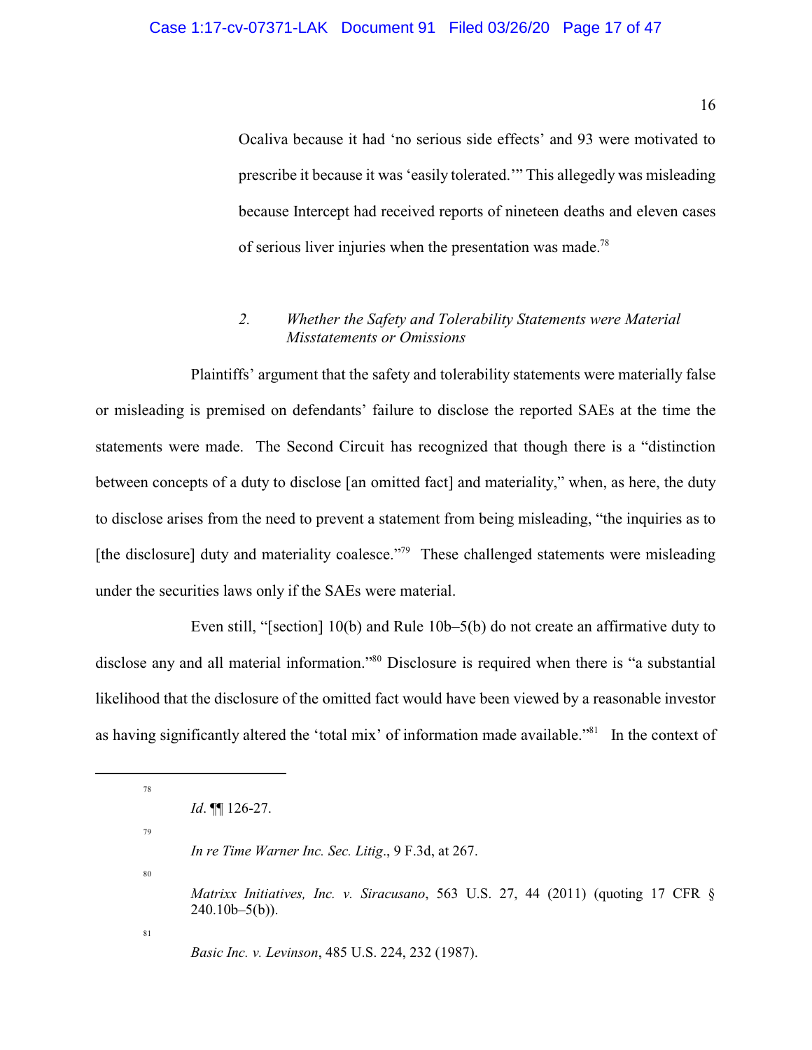Ocaliva because it had 'no serious side effects' and 93 were motivated to prescribe it because it was 'easily tolerated.'" This allegedly was misleading because Intercept had received reports of nineteen deaths and eleven cases of serious liver injuries when the presentation was made.[78]

### 2. *Whether the Safety and Tolerability Statements were Material Misstatements or Omissions*

Plaintiffs' argument that the safety and tolerability statements were materially false or misleading is premised on defendants' failure to disclose the reported SAEs at the time the statements were made. The Second Circuit has recognized that though there is a "distinction between concepts of a duty to disclose [an omitted fact] and materiality," when, as here, the duty to disclose arises from the need to prevent a statement from being misleading, "the inquiries as to [the disclosure] duty and materiality coalesce."[79] These challenged statements were misleading under the securities laws only if the SAEs were material.

Even still, "[section] 10(b) and Rule 10b–5(b) do not create an affirmative duty to disclose any and all material information."[80] Disclosure is required when there is "a substantial likelihood that the disclosure of the omitted fact would have been viewed by a reasonable investor as having significantly altered the 'total mix' of information made available."[81] In the context of

---

[78] *Id*. ¶¶ 126-27.

[79] *In re Time Warner Inc. Sec. Litig*., 9 F.3d, at 267.

[80] *Matrixx Initiatives, Inc. v. Siracusano*, 563 U.S. 27, 44 (2011) (quoting 17 CFR § 240.10b–5(b)).

[81] *Basic Inc. v. Levinson*, 485 U.S. 224, 232 (1987).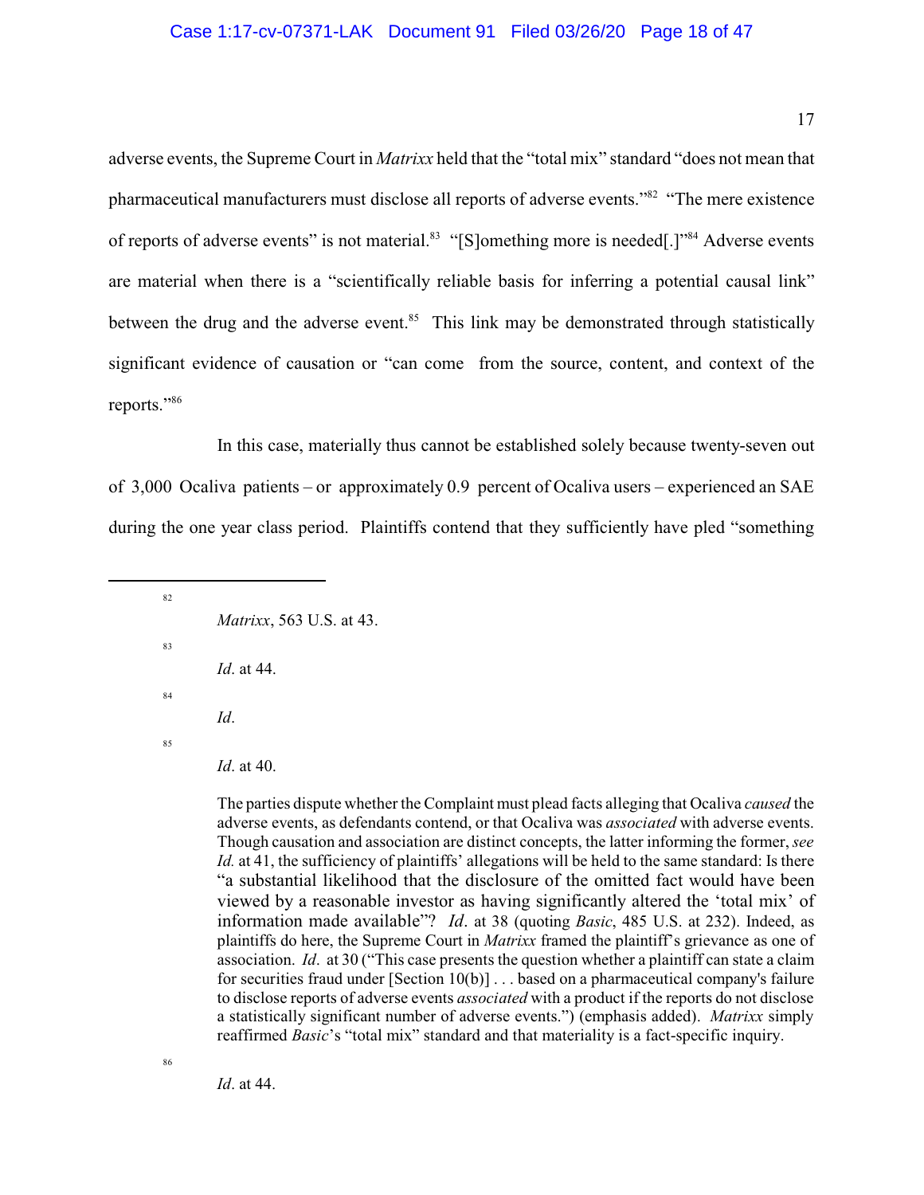adverse events, the Supreme Court in *Matrixx* held that the "total mix" standard "does not mean that pharmaceutical manufacturers must disclose all reports of adverse events."[82] "The mere existence of reports of adverse events" is not material.[83] "[S]omething more is needed[.]"[84] Adverse events are material when there is a "scientifically reliable basis for inferring a potential causal link" between the drug and the adverse event.[85] This link may be demonstrated through statistically significant evidence of causation or "can come from the source, content, and context of the reports."[86]

In this case, materially thus cannot be established solely because twenty-seven out of 3,000 Ocaliva patients – or approximately 0.9 percent of Ocaliva users – experienced an SAE during the one year class period. Plaintiffs contend that they sufficiently have pled "something

---

[82] *Matrixx*, 563 U.S. at 43.

[83] *Id*. at 44.

[84] *Id*.

[85] *Id*. at 40.

The parties dispute whether the Complaint must plead facts alleging that Ocaliva *caused* the adverse events, as defendants contend, or that Ocaliva was *associated* with adverse events. Though causation and association are distinct concepts, the latter informing the former, *see Id.* at 41, the sufficiency of plaintiffs' allegations will be held to the same standard: Is there "a substantial likelihood that the disclosure of the omitted fact would have been viewed by a reasonable investor as having significantly altered the 'total mix' of information made available"? *Id*. at 38 (quoting *Basic*, 485 U.S. at 232). Indeed, as plaintiffs do here, the Supreme Court in *Matrixx* framed the plaintiff's grievance as one of association. *Id*. at 30 ("This case presents the question whether a plaintiff can state a claim for securities fraud under [Section 10(b)] . . . based on a pharmaceutical company's failure to disclose reports of adverse events *associated* with a product if the reports do not disclose a statistically significant number of adverse events.") (emphasis added). *Matrixx* simply reaffirmed *Basic*'s "total mix" standard and that materiality is a fact-specific inquiry.

[86] *Id*. at 44.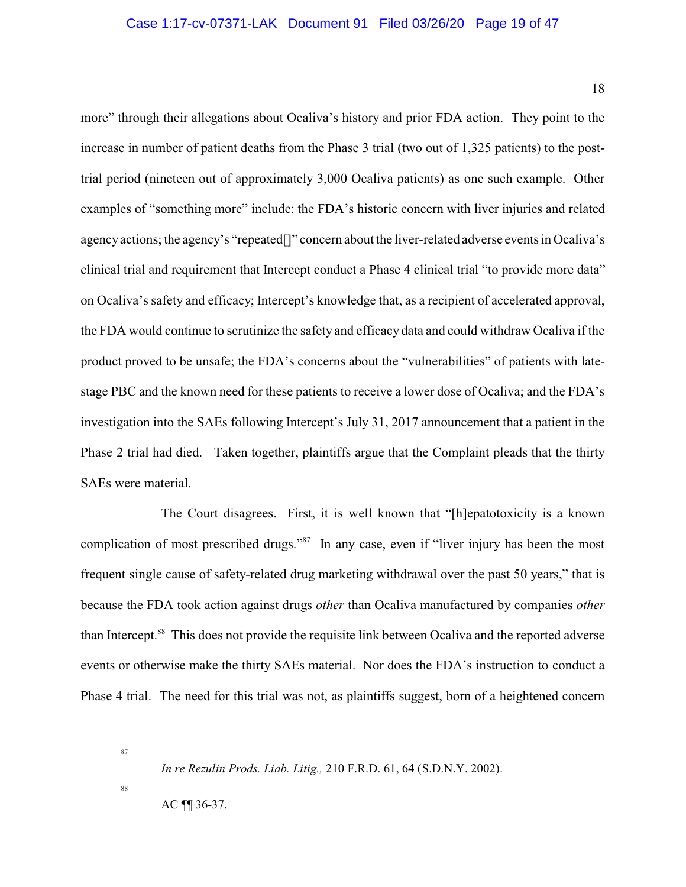more" through their allegations about Ocaliva's history and prior FDA action. They point to the increase in number of patient deaths from the Phase 3 trial (two out of 1,325 patients) to the post-trial period (nineteen out of approximately 3,000 Ocaliva patients) as one such example. Other examples of "something more" include: the FDA's historic concern with liver injuries and related agency actions; the agency's "repeated[]" concern about the liver-related adverse events in Ocaliva's clinical trial and requirement that Intercept conduct a Phase 4 clinical trial "to provide more data" on Ocaliva's safety and efficacy; Intercept's knowledge that, as a recipient of accelerated approval, the FDA would continue to scrutinize the safety and efficacy data and could withdraw Ocaliva if the product proved to be unsafe; the FDA's concerns about the "vulnerabilities" of patients with late-stage PBC and the known need for these patients to receive a lower dose of Ocaliva; and the FDA's investigation into the SAEs following Intercept's July 31, 2017 announcement that a patient in the Phase 2 trial had died. Taken together, plaintiffs argue that the Complaint pleads that the thirty SAEs were material.

The Court disagrees. First, it is well known that "[h]epatotoxicity is a known complication of most prescribed drugs."[87] In any case, even if "liver injury has been the most frequent single cause of safety-related drug marketing withdrawal over the past 50 years," that is because the FDA took action against drugs *other* than Ocaliva manufactured by companies *other* than Intercept.[88] This does not provide the requisite link between Ocaliva and the reported adverse events or otherwise make the thirty SAEs material. Nor does the FDA's instruction to conduct a Phase 4 trial. The need for this trial was not, as plaintiffs suggest, born of a heightened concern

---

[87] *In re Rezulin Prods. Liab. Litig.,* 210 F.R.D. 61, 64 (S.D.N.Y. 2002).

[88] AC ¶¶ 36-37.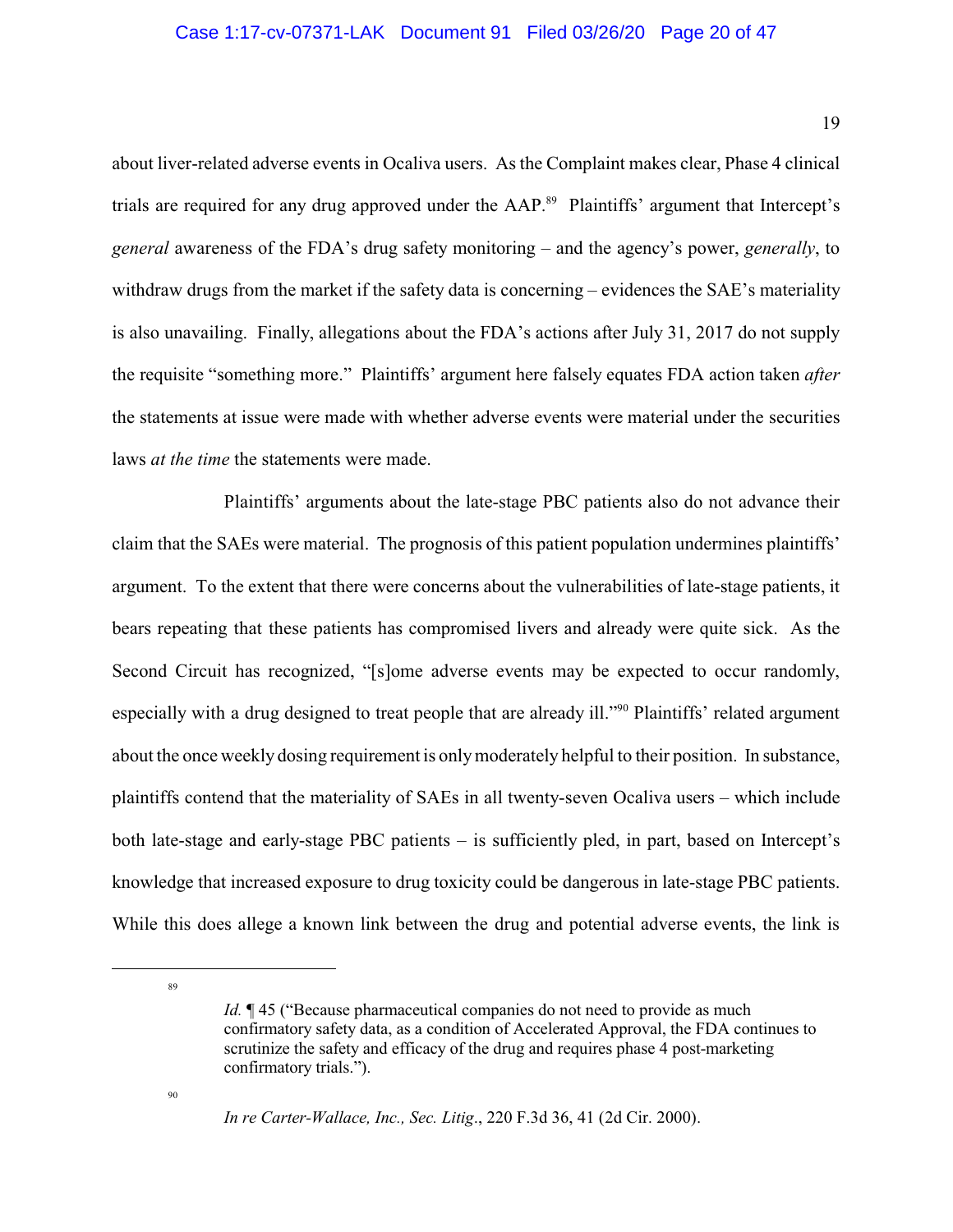about liver-related adverse events in Ocaliva users. As the Complaint makes clear, Phase 4 clinical trials are required for any drug approved under the AAP.[89] Plaintiffs' argument that Intercept's *general* awareness of the FDA's drug safety monitoring – and the agency's power, *generally*, to withdraw drugs from the market if the safety data is concerning – evidences the SAE's materiality is also unavailing. Finally, allegations about the FDA's actions after July 31, 2017 do not supply the requisite "something more." Plaintiffs' argument here falsely equates FDA action taken *after* the statements at issue were made with whether adverse events were material under the securities laws *at the time* the statements were made.

Plaintiffs' arguments about the late-stage PBC patients also do not advance their claim that the SAEs were material. The prognosis of this patient population undermines plaintiffs' argument. To the extent that there were concerns about the vulnerabilities of late-stage patients, it bears repeating that these patients has compromised livers and already were quite sick. As the Second Circuit has recognized, "[s]ome adverse events may be expected to occur randomly, especially with a drug designed to treat people that are already ill."[90] Plaintiffs' related argument about the once weekly dosing requirement is only moderately helpful to their position. In substance, plaintiffs contend that the materiality of SAEs in all twenty-seven Ocaliva users – which include both late-stage and early-stage PBC patients – is sufficiently pled, in part, based on Intercept's knowledge that increased exposure to drug toxicity could be dangerous in late-stage PBC patients. While this does allege a known link between the drug and potential adverse events, the link is

---

[89] *Id.* ¶ 45 ("Because pharmaceutical companies do not need to provide as much confirmatory safety data, as a condition of Accelerated Approval, the FDA continues to scrutinize the safety and efficacy of the drug and requires phase 4 post-marketing confirmatory trials.").

[90] *In re Carter-Wallace, Inc., Sec. Litig.*, 220 F.3d 36, 41 (2d Cir. 2000).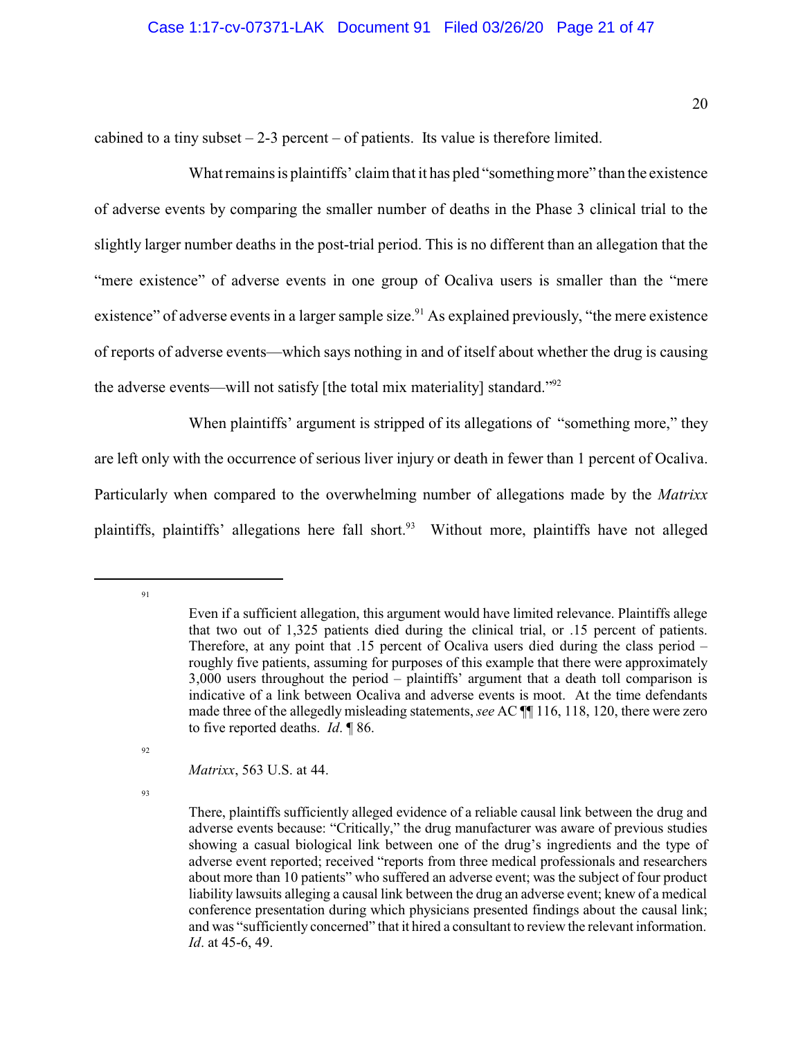cabined to a tiny subset – 2-3 percent – of patients. Its value is therefore limited.

What remains is plaintiffs' claim that it has pled "something more" than the existence of adverse events by comparing the smaller number of deaths in the Phase 3 clinical trial to the slightly larger number deaths in the post-trial period. This is no different than an allegation that the "mere existence" of adverse events in one group of Ocaliva users is smaller than the "mere existence" of adverse events in a larger sample size.[91] As explained previously, "the mere existence of reports of adverse events—which says nothing in and of itself about whether the drug is causing the adverse events—will not satisfy [the total mix materiality] standard."[92]

When plaintiffs' argument is stripped of its allegations of "something more," they are left only with the occurrence of serious liver injury or death in fewer than 1 percent of Ocaliva. Particularly when compared to the overwhelming number of allegations made by the *Matrixx* plaintiffs, plaintiffs' allegations here fall short.[93] Without more, plaintiffs have not alleged

---

[91] Even if a sufficient allegation, this argument would have limited relevance. Plaintiffs allege that two out of 1,325 patients died during the clinical trial, or .15 percent of patients. Therefore, at any point that .15 percent of Ocaliva users died during the class period – roughly five patients, assuming for purposes of this example that there were approximately 3,000 users throughout the period – plaintiffs' argument that a death toll comparison is indicative of a link between Ocaliva and adverse events is moot. At the time defendants made three of the allegedly misleading statements, *see* AC ¶¶ 116, 118, 120, there were zero to five reported deaths. *Id*. ¶ 86.

[92] *Matrixx*, 563 U.S. at 44.

[93] There, plaintiffs sufficiently alleged evidence of a reliable causal link between the drug and adverse events because: "Critically," the drug manufacturer was aware of previous studies showing a casual biological link between one of the drug's ingredients and the type of adverse event reported; received "reports from three medical professionals and researchers about more than 10 patients" who suffered an adverse event; was the subject of four product liability lawsuits alleging a causal link between the drug an adverse event; knew of a medical conference presentation during which physicians presented findings about the causal link; and was "sufficiently concerned" that it hired a consultant to review the relevant information. *Id*. at 45-6, 49.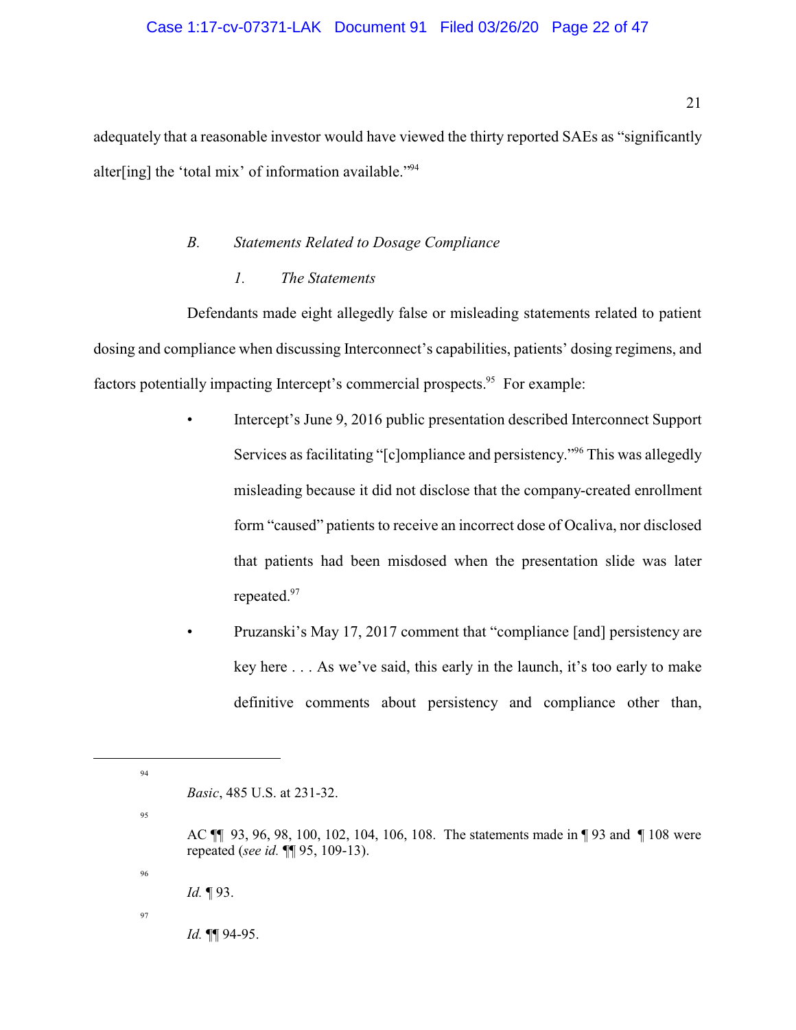adequately that a reasonable investor would have viewed the thirty reported SAEs as "significantly alter[ing] the 'total mix' of information available."[94]

### *B. Statements Related to Dosage Compliance*

#### *1. The Statements*

Defendants made eight allegedly false or misleading statements related to patient dosing and compliance when discussing Interconnect's capabilities, patients' dosing regimens, and factors potentially impacting Intercept's commercial prospects.[95] For example:

- Intercept's June 9, 2016 public presentation described Interconnect Support Services as facilitating "[c]ompliance and persistency."[96] This was allegedly misleading because it did not disclose that the company-created enrollment form "caused" patients to receive an incorrect dose of Ocaliva, nor disclosed that patients had been misdosed when the presentation slide was later repeated.[97]
- Pruzanski's May 17, 2017 comment that "compliance [and] persistency are key here . . . As we've said, this early in the launch, it's too early to make definitive comments about persistency and compliance other than,

---

[94] *Basic*, 485 U.S. at 231-32.

[95] AC ¶¶ 93, 96, 98, 100, 102, 104, 106, 108. The statements made in ¶ 93 and ¶ 108 were repeated (*see id.* ¶¶ 95, 109-13).

[96] *Id.* ¶ 93.

[97] *Id.* ¶¶ 94-95.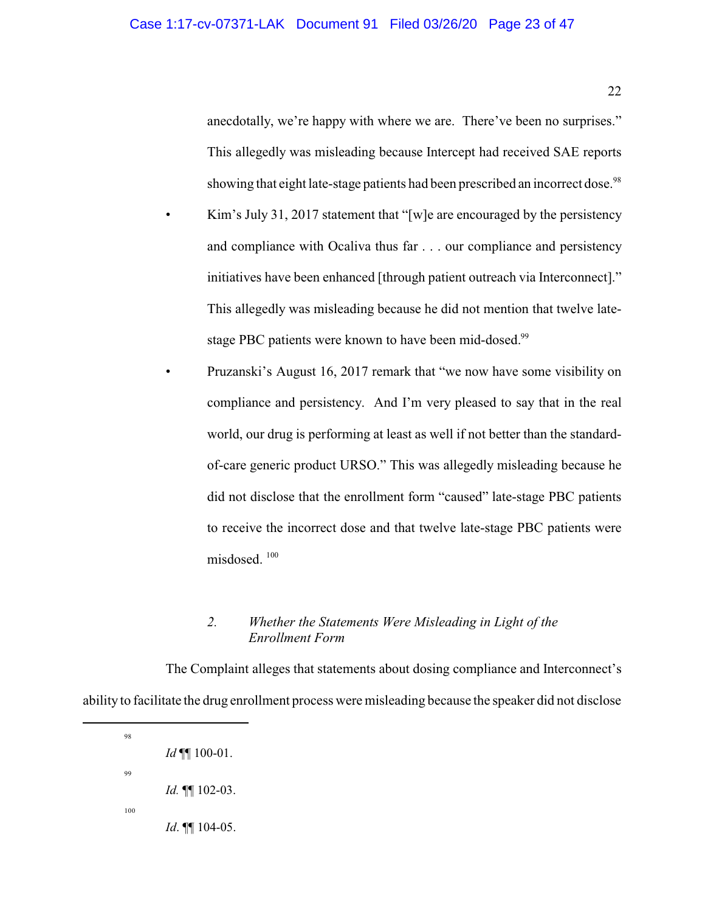anecdotally, we're happy with where we are. There've been no surprises." This allegedly was misleading because Intercept had received SAE reports showing that eight late-stage patients had been prescribed an incorrect dose.[98]

- Kim's July 31, 2017 statement that "[w]e are encouraged by the persistency and compliance with Ocaliva thus far . . . our compliance and persistency initiatives have been enhanced [through patient outreach via Interconnect]." This allegedly was misleading because he did not mention that twelve late-stage PBC patients were known to have been mid-dosed.[99]

- Pruzanski's August 16, 2017 remark that "we now have some visibility on compliance and persistency. And I'm very pleased to say that in the real world, our drug is performing at least as well if not better than the standard-of-care generic product URSO." This was allegedly misleading because he did not disclose that the enrollment form "caused" late-stage PBC patients to receive the incorrect dose and that twelve late-stage PBC patients were misdosed.[100]

### 2. *Whether the Statements Were Misleading in Light of the Enrollment Form*

The Complaint alleges that statements about dosing compliance and Interconnect's ability to facilitate the drug enrollment process were misleading because the speaker did not disclose

---

[98] *Id* ¶¶ 100-01.

[99] *Id.* ¶¶ 102-03.

[100] *Id*. ¶¶ 104-05.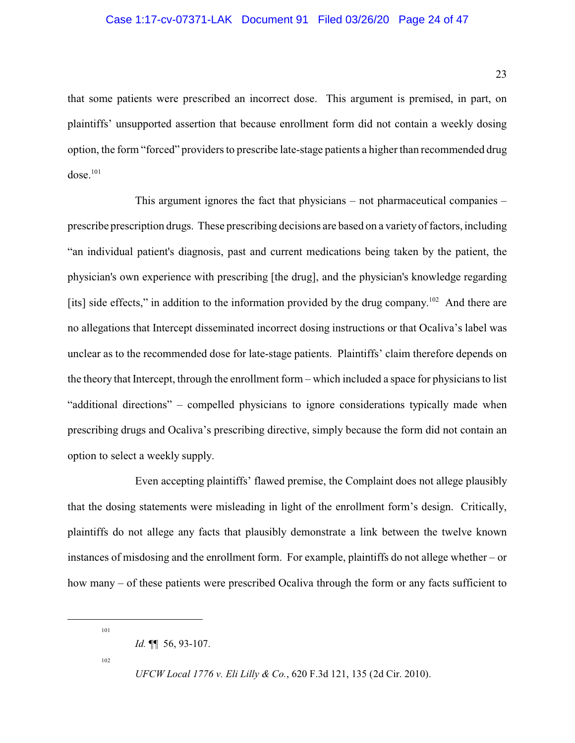that some patients were prescribed an incorrect dose. This argument is premised, in part, on plaintiffs' unsupported assertion that because enrollment form did not contain a weekly dosing option, the form "forced" providers to prescribe late-stage patients a higher than recommended drug dose.[101]

This argument ignores the fact that physicians – not pharmaceutical companies – prescribe prescription drugs. These prescribing decisions are based on a variety of factors, including "an individual patient's diagnosis, past and current medications being taken by the patient, the physician's own experience with prescribing [the drug], and the physician's knowledge regarding [its] side effects," in addition to the information provided by the drug company.[102] And there are no allegations that Intercept disseminated incorrect dosing instructions or that Ocaliva's label was unclear as to the recommended dose for late-stage patients. Plaintiffs' claim therefore depends on the theory that Intercept, through the enrollment form – which included a space for physicians to list "additional directions" – compelled physicians to ignore considerations typically made when prescribing drugs and Ocaliva's prescribing directive, simply because the form did not contain an option to select a weekly supply.

Even accepting plaintiffs' flawed premise, the Complaint does not allege plausibly that the dosing statements were misleading in light of the enrollment form's design. Critically, plaintiffs do not allege any facts that plausibly demonstrate a link between the twelve known instances of misdosing and the enrollment form. For example, plaintiffs do not allege whether – or how many – of these patients were prescribed Ocaliva through the form or any facts sufficient to

---

[101] *Id.* ¶¶ 56, 93-107.

[102] *UFCW Local 1776 v. Eli Lilly & Co.*, 620 F.3d 121, 135 (2d Cir. 2010).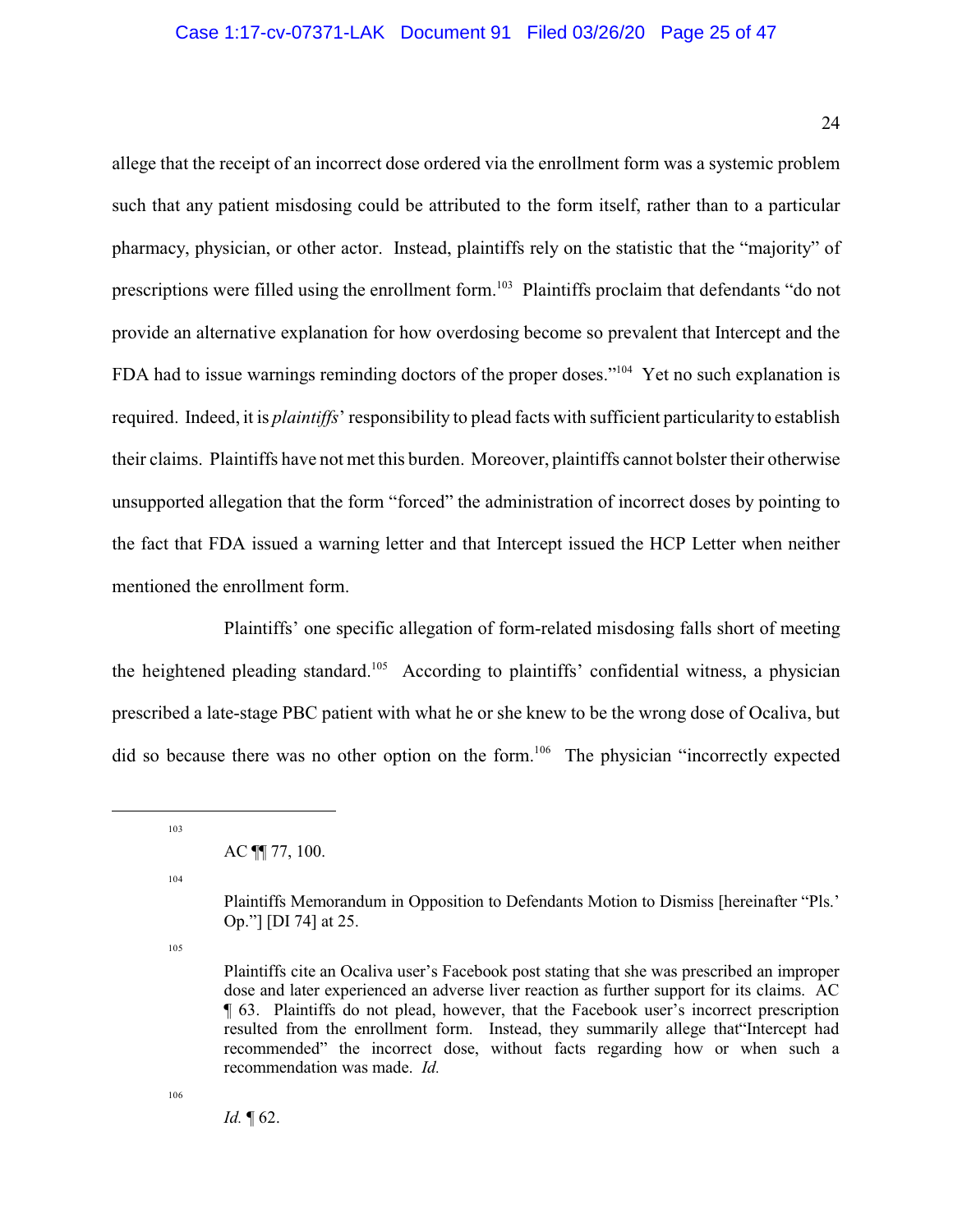allege that the receipt of an incorrect dose ordered via the enrollment form was a systemic problem such that any patient misdosing could be attributed to the form itself, rather than to a particular pharmacy, physician, or other actor. Instead, plaintiffs rely on the statistic that the "majority" of prescriptions were filled using the enrollment form.[103] Plaintiffs proclaim that defendants "do not provide an alternative explanation for how overdosing become so prevalent that Intercept and the FDA had to issue warnings reminding doctors of the proper doses."[104] Yet no such explanation is required. Indeed, it is *plaintiffs*' responsibility to plead facts with sufficient particularity to establish their claims. Plaintiffs have not met this burden. Moreover, plaintiffs cannot bolster their otherwise unsupported allegation that the form "forced" the administration of incorrect doses by pointing to the fact that FDA issued a warning letter and that Intercept issued the HCP Letter when neither mentioned the enrollment form.

Plaintiffs' one specific allegation of form-related misdosing falls short of meeting the heightened pleading standard.[105] According to plaintiffs' confidential witness, a physician prescribed a late-stage PBC patient with what he or she knew to be the wrong dose of Ocaliva, but did so because there was no other option on the form.[106] The physician "incorrectly expected

---

[103] AC ¶¶ 77, 100.

[104] Plaintiffs Memorandum in Opposition to Defendants Motion to Dismiss [hereinafter "Pls.' Op."] [DI 74] at 25.

[105] Plaintiffs cite an Ocaliva user's Facebook post stating that she was prescribed an improper dose and later experienced an adverse liver reaction as further support for its claims. AC ¶ 63. Plaintiffs do not plead, however, that the Facebook user's incorrect prescription resulted from the enrollment form. Instead, they summarily allege that"Intercept had recommended" the incorrect dose, without facts regarding how or when such a recommendation was made. *Id.*

[106] *Id.* ¶ 62.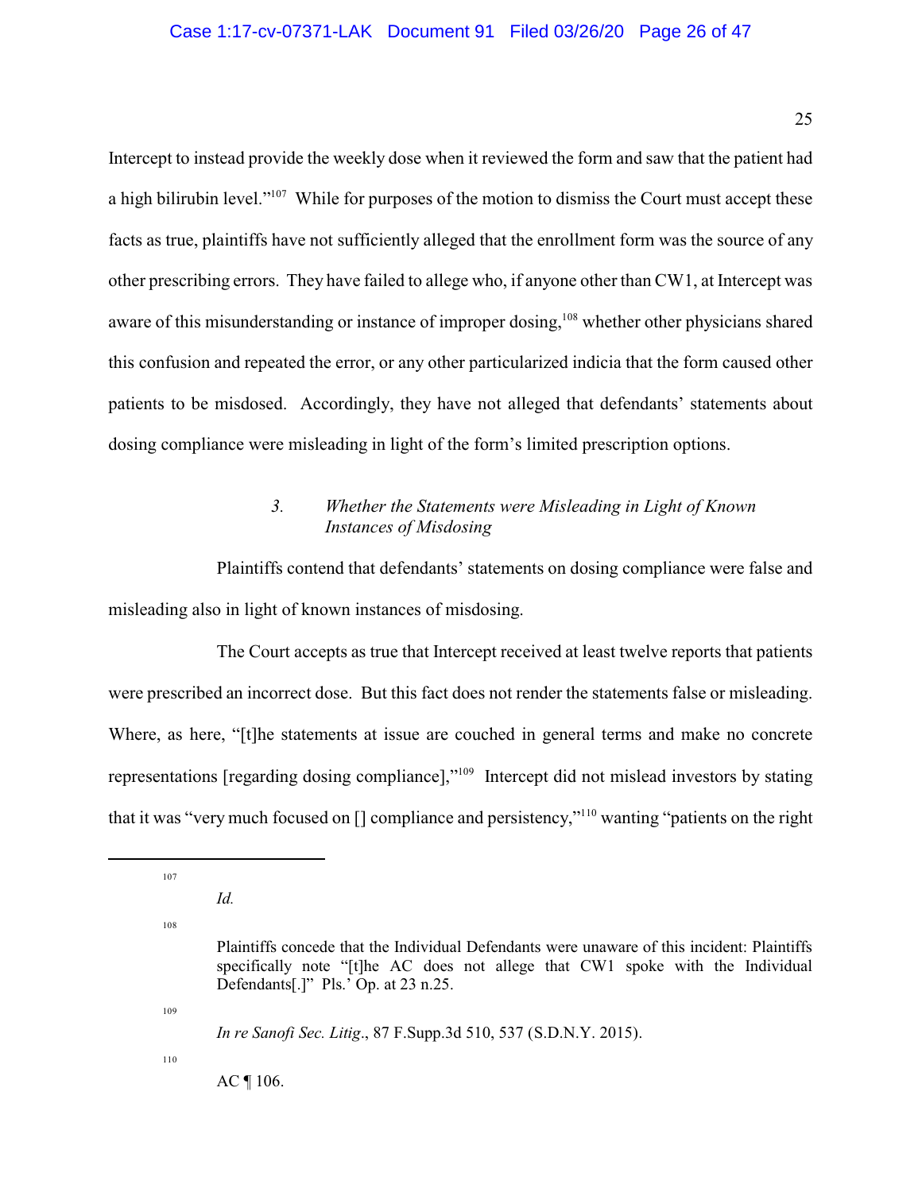Intercept to instead provide the weekly dose when it reviewed the form and saw that the patient had a high bilirubin level."[107] While for purposes of the motion to dismiss the Court must accept these facts as true, plaintiffs have not sufficiently alleged that the enrollment form was the source of any other prescribing errors. They have failed to allege who, if anyone other than CW1, at Intercept was aware of this misunderstanding or instance of improper dosing,[108] whether other physicians shared this confusion and repeated the error, or any other particularized indicia that the form caused other patients to be misdosed. Accordingly, they have not alleged that defendants' statements about dosing compliance were misleading in light of the form's limited prescription options.

### 3. *Whether the Statements were Misleading in Light of Known Instances of Misdosing*

Plaintiffs contend that defendants' statements on dosing compliance were false and misleading also in light of known instances of misdosing.

The Court accepts as true that Intercept received at least twelve reports that patients were prescribed an incorrect dose. But this fact does not render the statements false or misleading. Where, as here, "[t]he statements at issue are couched in general terms and make no concrete representations [regarding dosing compliance],"[109] Intercept did not mislead investors by stating that it was "very much focused on [] compliance and persistency,"[110] wanting "patients on the right

---

[107] *Id.*

[108] Plaintiffs concede that the Individual Defendants were unaware of this incident: Plaintiffs specifically note "[t]he AC does not allege that CW1 spoke with the Individual Defendants[.]" Pls.' Op. at 23 n.25.

[109] *In re Sanofi Sec. Litig.*, 87 F.Supp.3d 510, 537 (S.D.N.Y. 2015).

[110] AC ¶ 106.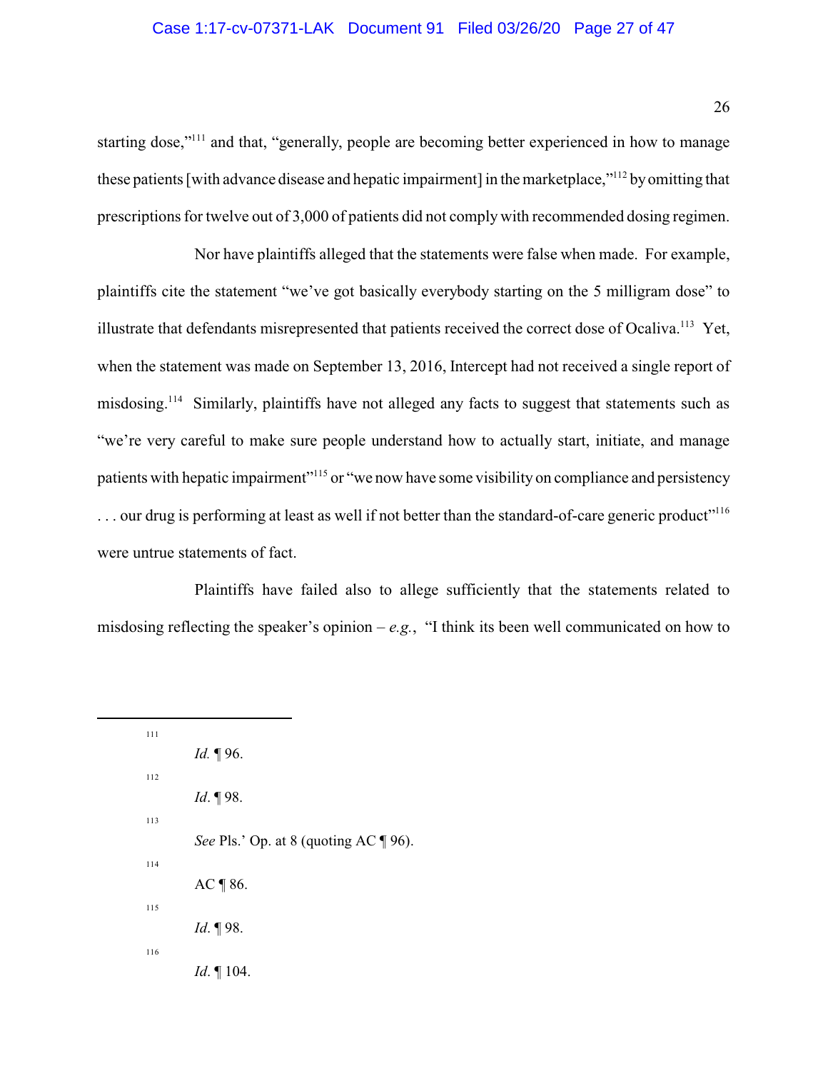starting dose,"[111] and that, "generally, people are becoming better experienced in how to manage these patients [with advance disease and hepatic impairment] in the marketplace,"[112] by omitting that prescriptions for twelve out of 3,000 of patients did not comply with recommended dosing regimen.

Nor have plaintiffs alleged that the statements were false when made. For example, plaintiffs cite the statement "we've got basically everybody starting on the 5 milligram dose" to illustrate that defendants misrepresented that patients received the correct dose of Ocaliva.[113] Yet, when the statement was made on September 13, 2016, Intercept had not received a single report of misdosing.[114] Similarly, plaintiffs have not alleged any facts to suggest that statements such as "we're very careful to make sure people understand how to actually start, initiate, and manage patients with hepatic impairment"[115] or "we now have some visibility on compliance and persistency . . . our drug is performing at least as well if not better than the standard-of-care generic product"[116] were untrue statements of fact.

Plaintiffs have failed also to allege sufficiently that the statements related to misdosing reflecting the speaker's opinion – *e.g.*, "I think its been well communicated on how to

---

[111] *Id.* ¶ 96.

[112] *Id*. ¶ 98.

[113] *See* Pls.' Op. at 8 (quoting AC ¶ 96).

[114] AC ¶ 86.

[115] *Id*. ¶ 98.

[116] *Id*. ¶ 104.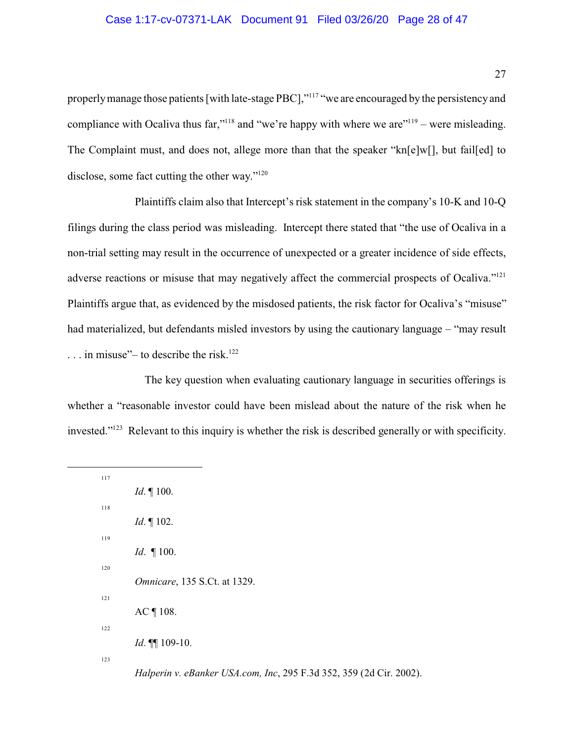properly manage those patients [with late-stage PBC],"[117] "we are encouraged by the persistency and compliance with Ocaliva thus far,"[118] and "we're happy with where we are"[119] – were misleading. The Complaint must, and does not, allege more than that the speaker "kn[e]w[], but fail[ed] to disclose, some fact cutting the other way."[120]

Plaintiffs claim also that Intercept's risk statement in the company's 10-K and 10-Q filings during the class period was misleading. Intercept there stated that "the use of Ocaliva in a non-trial setting may result in the occurrence of unexpected or a greater incidence of side effects, adverse reactions or misuse that may negatively affect the commercial prospects of Ocaliva."[121] Plaintiffs argue that, as evidenced by the misdosed patients, the risk factor for Ocaliva's "misuse" had materialized, but defendants misled investors by using the cautionary language – "may result . . . in misuse"– to describe the risk.[122]

The key question when evaluating cautionary language in securities offerings is whether a "reasonable investor could have been mislead about the nature of the risk when he invested."[123] Relevant to this inquiry is whether the risk is described generally or with specificity.

---

[117] *Id*. ¶ 100.

[118] *Id*. ¶ 102.

[119] *Id*. ¶ 100.

[120] *Omnicare*, 135 S.Ct. at 1329.

[121] AC ¶ 108.

[122] *Id*. ¶¶ 109-10.

[123] *Halperin v. eBanker USA.com, Inc*, 295 F.3d 352, 359 (2d Cir. 2002).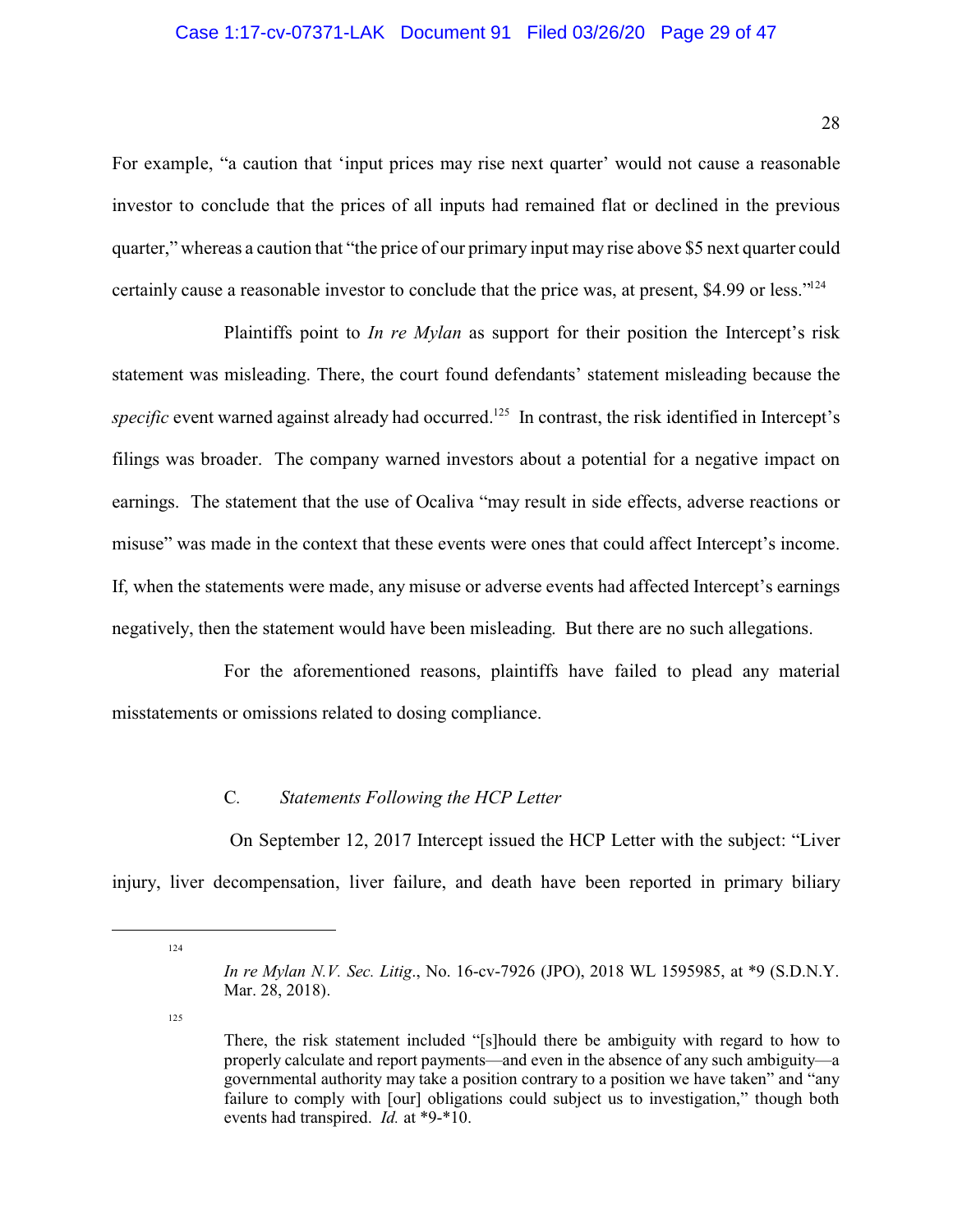For example, "a caution that 'input prices may rise next quarter' would not cause a reasonable investor to conclude that the prices of all inputs had remained flat or declined in the previous quarter," whereas a caution that "the price of our primary input may rise above $5 next quarter could certainly cause a reasonable investor to conclude that the price was, at present, $4.99 or less."[124]

Plaintiffs point to *In re Mylan* as support for their position the Intercept's risk statement was misleading. There, the court found defendants' statement misleading because the *specific* event warned against already had occurred.[125] In contrast, the risk identified in Intercept's filings was broader. The company warned investors about a potential for a negative impact on earnings. The statement that the use of Ocaliva "may result in side effects, adverse reactions or misuse" was made in the context that these events were ones that could affect Intercept's income. If, when the statements were made, any misuse or adverse events had affected Intercept's earnings negatively, then the statement would have been misleading. But there are no such allegations.

For the aforementioned reasons, plaintiffs have failed to plead any material misstatements or omissions related to dosing compliance.

### C. *Statements Following the HCP Letter*

On September 12, 2017 Intercept issued the HCP Letter with the subject: "Liver injury, liver decompensation, liver failure, and death have been reported in primary biliary

---

[124] *In re Mylan N.V. Sec. Litig.*, No. 16-cv-7926 (JPO), 2018 WL 1595985, at *9 (S.D.N.Y. Mar. 28, 2018).

[125] There, the risk statement included "[s]hould there be ambiguity with regard to how to properly calculate and report payments—and even in the absence of any such ambiguity—a governmental authority may take a position contrary to a position we have taken" and "any failure to comply with [our] obligations could subject us to investigation," though both events had transpired. *Id.* at *9-*10.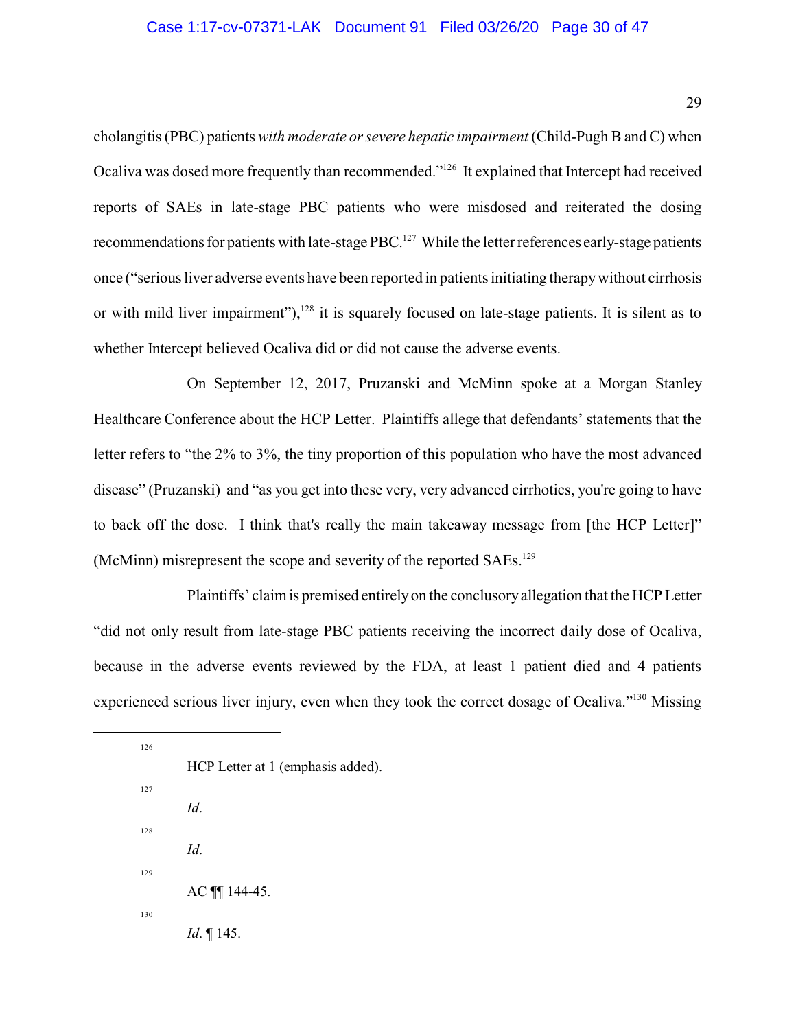cholangitis (PBC) patients *with moderate or severe hepatic impairment* (Child-Pugh B and C) when Ocaliva was dosed more frequently than recommended."[126] It explained that Intercept had received reports of SAEs in late-stage PBC patients who were misdosed and reiterated the dosing recommendations for patients with late-stage PBC.[127] While the letter references early-stage patients once ("serious liver adverse events have been reported in patients initiating therapy without cirrhosis or with mild liver impairment"),[128] it is squarely focused on late-stage patients. It is silent as to whether Intercept believed Ocaliva did or did not cause the adverse events.

On September 12, 2017, Pruzanski and McMinn spoke at a Morgan Stanley Healthcare Conference about the HCP Letter. Plaintiffs allege that defendants' statements that the letter refers to "the 2% to 3%, the tiny proportion of this population who have the most advanced disease" (Pruzanski) and "as you get into these very, very advanced cirrhotics, you're going to have to back off the dose. I think that's really the main takeaway message from [the HCP Letter]" (McMinn) misrepresent the scope and severity of the reported SAEs.[129]

Plaintiffs' claim is premised entirely on the conclusory allegation that the HCP Letter "did not only result from late-stage PBC patients receiving the incorrect daily dose of Ocaliva, because in the adverse events reviewed by the FDA, at least 1 patient died and 4 patients experienced serious liver injury, even when they took the correct dosage of Ocaliva."[130] Missing

---

[126] HCP Letter at 1 (emphasis added).

[127] *Id*.

[128] *Id*.

[129] AC ¶¶ 144-45.

[130] *Id*. ¶ 145.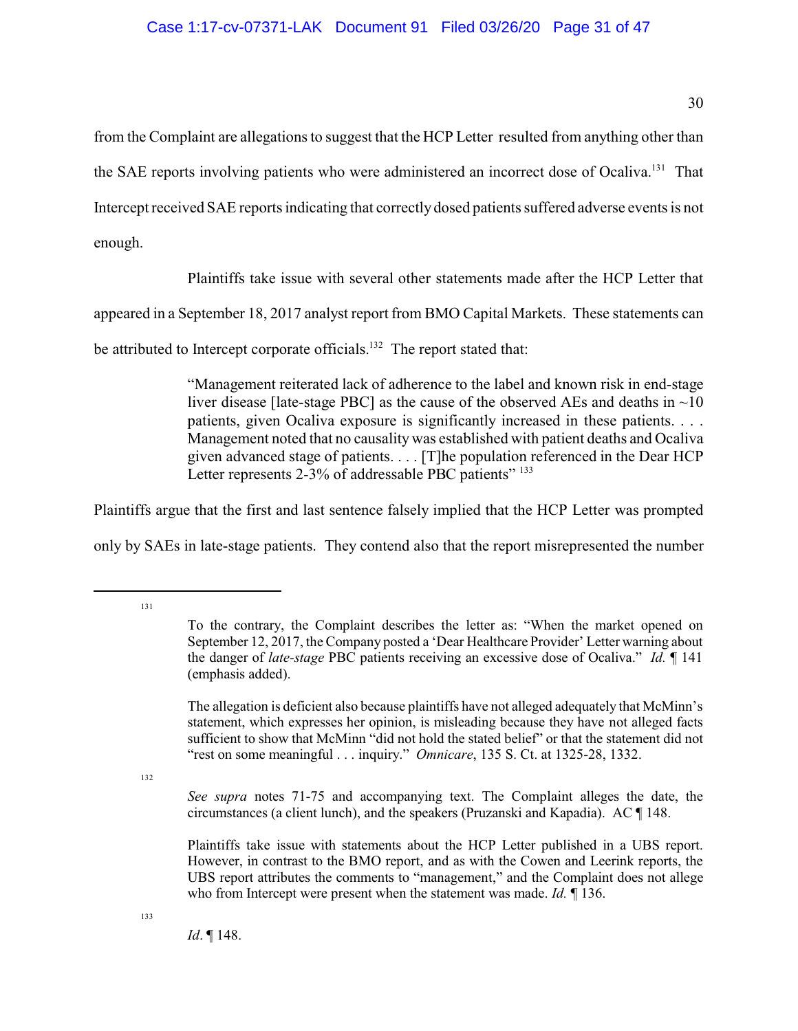from the Complaint are allegations to suggest that the HCP Letter resulted from anything other than the SAE reports involving patients who were administered an incorrect dose of Ocaliva.[131] That Intercept received SAE reports indicating that correctly dosed patients suffered adverse events is not enough.

Plaintiffs take issue with several other statements made after the HCP Letter that appeared in a September 18, 2017 analyst report from BMO Capital Markets. These statements can be attributed to Intercept corporate officials.[132] The report stated that:

> "Management reiterated lack of adherence to the label and known risk in end-stage liver disease [late-stage PBC] as the cause of the observed AEs and deaths in ~10 patients, given Ocaliva exposure is significantly increased in these patients. . . . Management noted that no causality was established with patient deaths and Ocaliva given advanced stage of patients. . . . [T]he population referenced in the Dear HCP Letter represents 2-3% of addressable PBC patients" [133]

Plaintiffs argue that the first and last sentence falsely implied that the HCP Letter was prompted only by SAEs in late-stage patients. They contend also that the report misrepresented the number

---

[131] To the contrary, the Complaint describes the letter as: "When the market opened on September 12, 2017, the Company posted a 'Dear Healthcare Provider' Letter warning about the danger of *late-stage* PBC patients receiving an excessive dose of Ocaliva." *Id.* ¶ 141 (emphasis added).

The allegation is deficient also because plaintiffs have not alleged adequately that McMinn's statement, which expresses her opinion, is misleading because they have not alleged facts sufficient to show that McMinn "did not hold the stated belief" or that the statement did not "rest on some meaningful . . . inquiry." *Omnicare*, 135 S. Ct. at 1325-28, 1332.

[132] *See supra* notes 71-75 and accompanying text. The Complaint alleges the date, the circumstances (a client lunch), and the speakers (Pruzanski and Kapadia). AC ¶ 148.

Plaintiffs take issue with statements about the HCP Letter published in a UBS report. However, in contrast to the BMO report, and as with the Cowen and Leerink reports, the UBS report attributes the comments to "management," and the Complaint does not allege who from Intercept were present when the statement was made. *Id.* ¶ 136.

[133] *Id*. ¶ 148.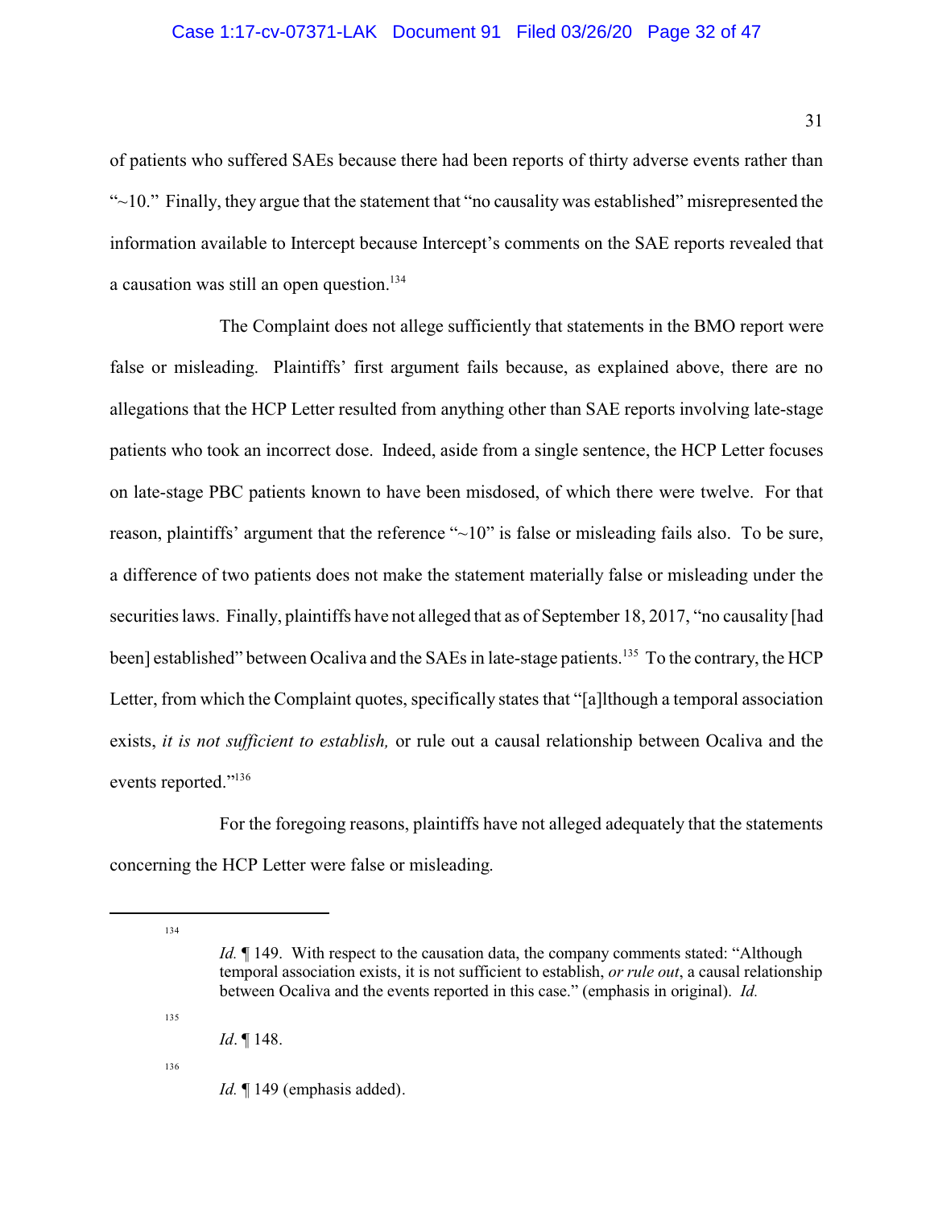of patients who suffered SAEs because there had been reports of thirty adverse events rather than "~10." Finally, they argue that the statement that "no causality was established" misrepresented the information available to Intercept because Intercept's comments on the SAE reports revealed that a causation was still an open question.[134]

The Complaint does not allege sufficiently that statements in the BMO report were false or misleading. Plaintiffs' first argument fails because, as explained above, there are no allegations that the HCP Letter resulted from anything other than SAE reports involving late-stage patients who took an incorrect dose. Indeed, aside from a single sentence, the HCP Letter focuses on late-stage PBC patients known to have been misdosed, of which there were twelve. For that reason, plaintiffs' argument that the reference "~10" is false or misleading fails also. To be sure, a difference of two patients does not make the statement materially false or misleading under the securities laws. Finally, plaintiffs have not alleged that as of September 18, 2017, "no causality [had been] established" between Ocaliva and the SAEs in late-stage patients.[135] To the contrary, the HCP Letter, from which the Complaint quotes, specifically states that "[a]lthough a temporal association exists, *it is not sufficient to establish,* or rule out a causal relationship between Ocaliva and the events reported."[136]

For the foregoing reasons, plaintiffs have not alleged adequately that the statements concerning the HCP Letter were false or misleading.

---

[134] *Id.* ¶ 149. With respect to the causation data, the company comments stated: "Although temporal association exists, it is not sufficient to establish, *or rule out*, a causal relationship between Ocaliva and the events reported in this case." (emphasis in original). *Id.*

[135] *Id*. ¶ 148.

[136] *Id.* ¶ 149 (emphasis added).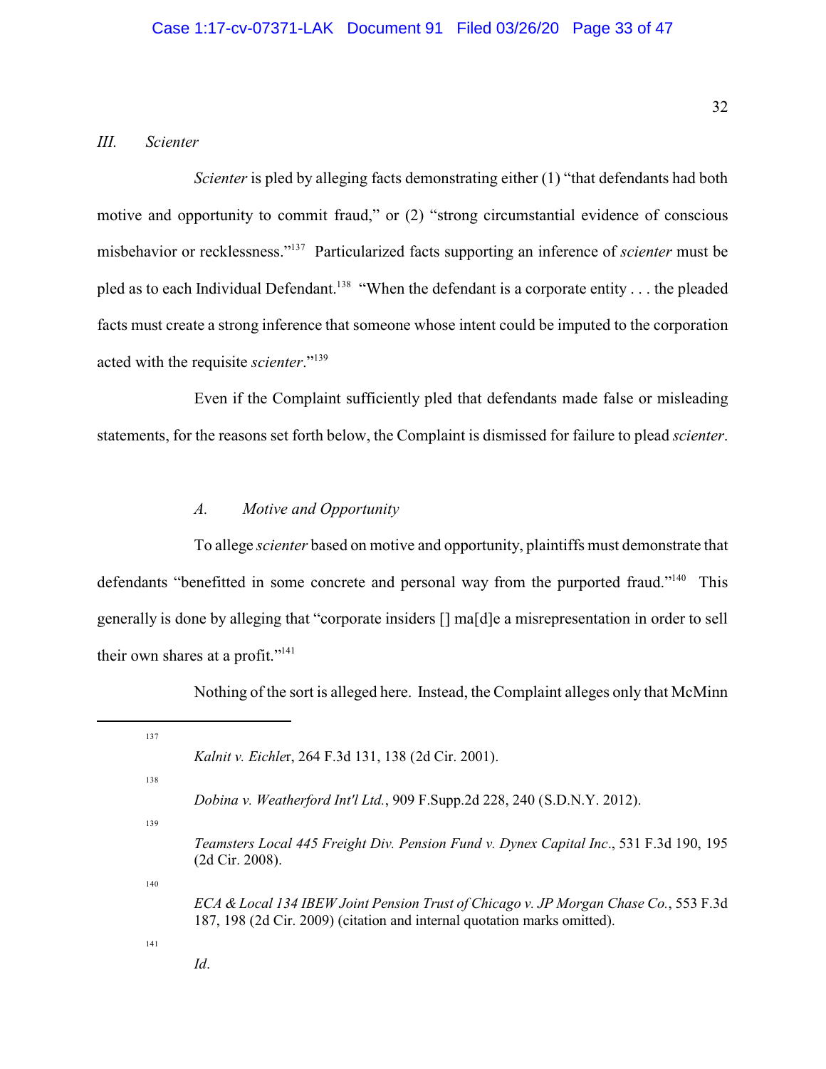### *III. Scienter*

*Scienter* is pled by alleging facts demonstrating either (1) "that defendants had both motive and opportunity to commit fraud," or (2) "strong circumstantial evidence of conscious misbehavior or recklessness."[137] Particularized facts supporting an inference of *scienter* must be pled as to each Individual Defendant.[138] "When the defendant is a corporate entity . . . the pleaded facts must create a strong inference that someone whose intent could be imputed to the corporation acted with the requisite *scienter*."[139]

Even if the Complaint sufficiently pled that defendants made false or misleading statements, for the reasons set forth below, the Complaint is dismissed for failure to plead *scienter*.

#### *A. Motive and Opportunity*

To allege *scienter* based on motive and opportunity, plaintiffs must demonstrate that defendants "benefitted in some concrete and personal way from the purported fraud."[140] This generally is done by alleging that "corporate insiders [] ma[d]e a misrepresentation in order to sell their own shares at a profit."[141]

Nothing of the sort is alleged here. Instead, the Complaint alleges only that McMinn

---

[137] *Kalnit v. Eichler*, 264 F.3d 131, 138 (2d Cir. 2001).

[138] *Dobina v. Weatherford Int'l Ltd.*, 909 F.Supp.2d 228, 240 (S.D.N.Y. 2012).

[139] *Teamsters Local 445 Freight Div. Pension Fund v. Dynex Capital Inc.*, 531 F.3d 190, 195 (2d Cir. 2008).

[140] *ECA & Local 134 IBEW Joint Pension Trust of Chicago v. JP Morgan Chase Co.*, 553 F.3d 187, 198 (2d Cir. 2009) (citation and internal quotation marks omitted).

[141] *Id*.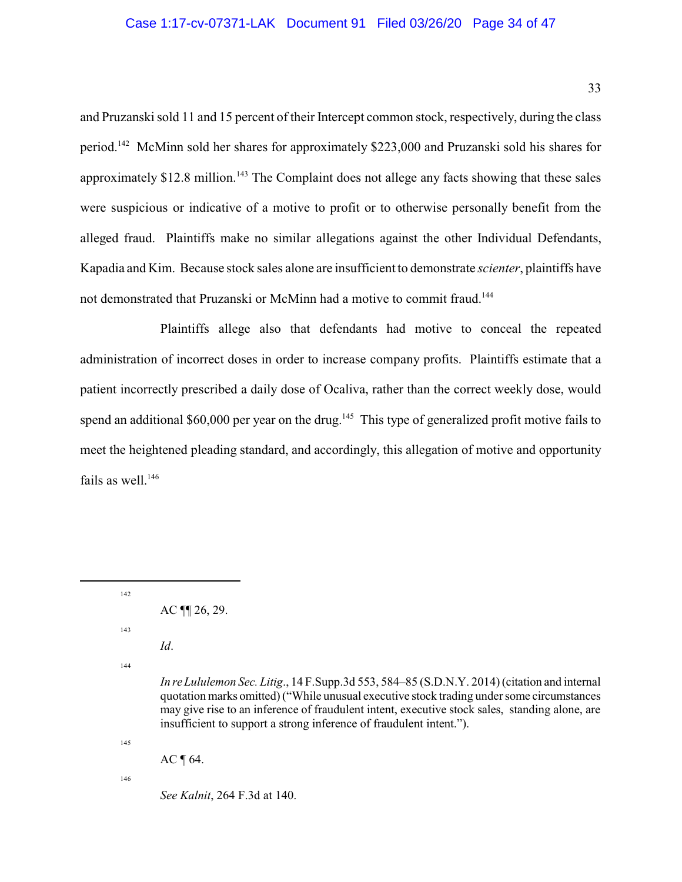and Pruzanski sold 11 and 15 percent of their Intercept common stock, respectively, during the class period.[142] McMinn sold her shares for approximately $223,000 and Pruzanski sold his shares for approximately $12.8 million.[143] The Complaint does not allege any facts showing that these sales were suspicious or indicative of a motive to profit or to otherwise personally benefit from the alleged fraud. Plaintiffs make no similar allegations against the other Individual Defendants, Kapadia and Kim. Because stock sales alone are insufficient to demonstrate *scienter*, plaintiffs have not demonstrated that Pruzanski or McMinn had a motive to commit fraud.[144]

Plaintiffs allege also that defendants had motive to conceal the repeated administration of incorrect doses in order to increase company profits. Plaintiffs estimate that a patient incorrectly prescribed a daily dose of Ocaliva, rather than the correct weekly dose, would spend an additional $60,000 per year on the drug.[145] This type of generalized profit motive fails to meet the heightened pleading standard, and accordingly, this allegation of motive and opportunity fails as well.[146]

---

[142] AC ¶¶ 26, 29.

[143] *Id*.

[144] *In re Lululemon Sec. Litig*., 14 F.Supp.3d 553, 584–85 (S.D.N.Y. 2014) (citation and internal quotation marks omitted) ("While unusual executive stock trading under some circumstances may give rise to an inference of fraudulent intent, executive stock sales, standing alone, are insufficient to support a strong inference of fraudulent intent.").

[145] AC ¶ 64.

[146] *See Kalnit*, 264 F.3d at 140.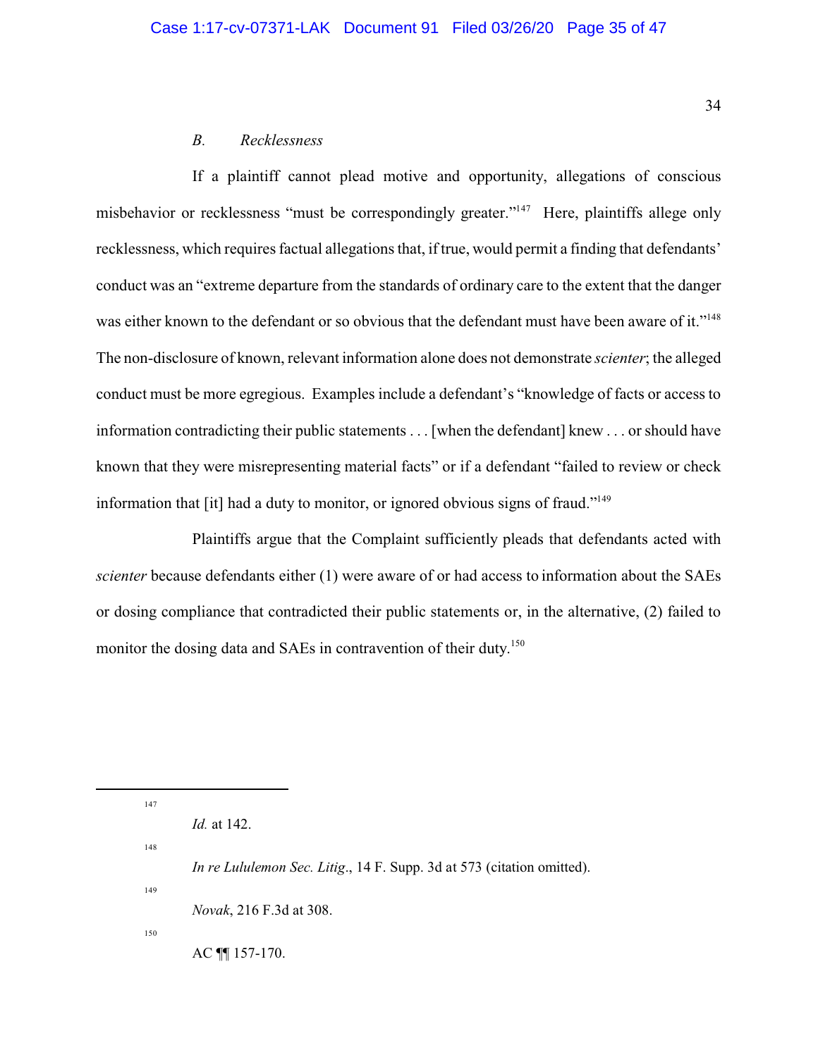### *B. Recklessness*

If a plaintiff cannot plead motive and opportunity, allegations of conscious misbehavior or recklessness "must be correspondingly greater."[147] Here, plaintiffs allege only recklessness, which requires factual allegations that, if true, would permit a finding that defendants' conduct was an "extreme departure from the standards of ordinary care to the extent that the danger was either known to the defendant or so obvious that the defendant must have been aware of it."[148] The non-disclosure of known, relevant information alone does not demonstrate *scienter*; the alleged conduct must be more egregious. Examples include a defendant's "knowledge of facts or access to information contradicting their public statements . . . [when the defendant] knew . . . or should have known that they were misrepresenting material facts" or if a defendant "failed to review or check information that [it] had a duty to monitor, or ignored obvious signs of fraud."[149]

Plaintiffs argue that the Complaint sufficiently pleads that defendants acted with *scienter* because defendants either (1) were aware of or had access to information about the SAEs or dosing compliance that contradicted their public statements or, in the alternative, (2) failed to monitor the dosing data and SAEs in contravention of their duty.[150]

---

[147] *Id.* at 142.

[148] *In re Lululemon Sec. Litig.*, 14 F. Supp. 3d at 573 (citation omitted).

[149] *Novak*, 216 F.3d at 308.

[150] AC ¶¶ 157-170.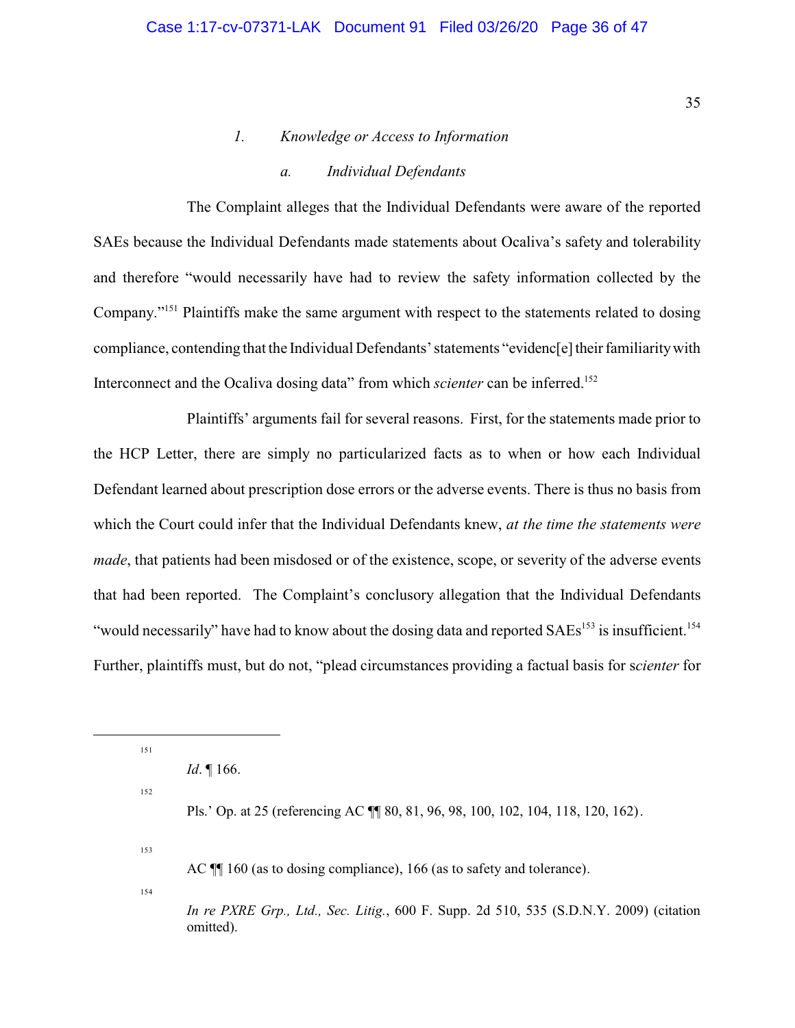### 1. *Knowledge or Access to Information*

#### a. *Individual Defendants*

The Complaint alleges that the Individual Defendants were aware of the reported SAEs because the Individual Defendants made statements about Ocaliva's safety and tolerability and therefore "would necessarily have had to review the safety information collected by the Company."[151] Plaintiffs make the same argument with respect to the statements related to dosing compliance, contending that the Individual Defendants' statements "evidenc[e] their familiarity with Interconnect and the Ocaliva dosing data" from which *scienter* can be inferred.[152]

Plaintiffs' arguments fail for several reasons. First, for the statements made prior to the HCP Letter, there are simply no particularized facts as to when or how each Individual Defendant learned about prescription dose errors or the adverse events. There is thus no basis from which the Court could infer that the Individual Defendants knew, *at the time the statements were made*, that patients had been misdosed or of the existence, scope, or severity of the adverse events that had been reported. The Complaint's conclusory allegation that the Individual Defendants "would necessarily" have had to know about the dosing data and reported SAEs[153] is insufficient.[154] Further, plaintiffs must, but do not, "plead circumstances providing a factual basis for s*cienter* for

---

[151] *Id*. ¶ 166.

[152] Pls.' Op. at 25 (referencing AC ¶¶ 80, 81, 96, 98, 100, 102, 104, 118, 120, 162).

[153] AC ¶¶ 160 (as to dosing compliance), 166 (as to safety and tolerance).

[154] *In re PXRE Grp., Ltd., Sec. Litig.*, 600 F. Supp. 2d 510, 535 (S.D.N.Y. 2009) (citation omitted).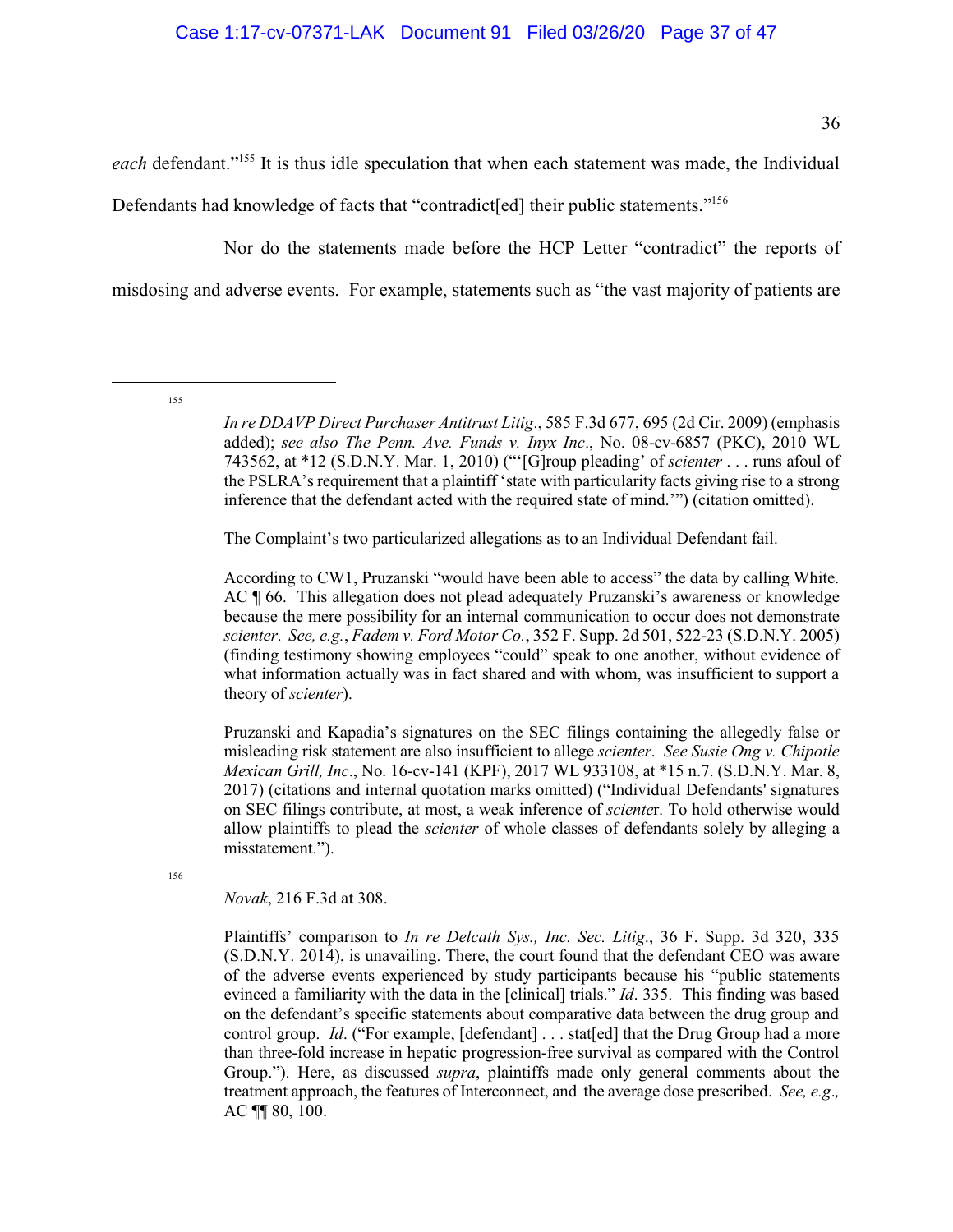*each* defendant."[155] It is thus idle speculation that when each statement was made, the Individual Defendants had knowledge of facts that "contradict[ed] their public statements."[156]

Nor do the statements made before the HCP Letter "contradict" the reports of misdosing and adverse events. For example, statements such as "the vast majority of patients are

---

[155] *In re DDAVP Direct Purchaser Antitrust Litig*., 585 F.3d 677, 695 (2d Cir. 2009) (emphasis added); *see also The Penn. Ave. Funds v. Inyx Inc*., No. 08-cv-6857 (PKC), 2010 WL 743562, at *12 (S.D.N.Y. Mar. 1, 2010) ("'[G]roup pleading' of *scienter* . . . runs afoul of the PSLRA's requirement that a plaintiff 'state with particularity facts giving rise to a strong inference that the defendant acted with the required state of mind.'") (citation omitted).

The Complaint's two particularized allegations as to an Individual Defendant fail.

According to CW1, Pruzanski "would have been able to access" the data by calling White. AC ¶ 66. This allegation does not plead adequately Pruzanski's awareness or knowledge because the mere possibility for an internal communication to occur does not demonstrate *scienter*. *See, e.g.*, *Fadem v. Ford Motor Co.*, 352 F. Supp. 2d 501, 522-23 (S.D.N.Y. 2005) (finding testimony showing employees "could" speak to one another, without evidence of what information actually was in fact shared and with whom, was insufficient to support a theory of *scienter*).

Pruzanski and Kapadia's signatures on the SEC filings containing the allegedly false or misleading risk statement are also insufficient to allege *scienter*. *See Susie Ong v. Chipotle Mexican Grill, Inc*., No. 16-cv-141 (KPF), 2017 WL 933108, at *15 n.7. (S.D.N.Y. Mar. 8, 2017) (citations and internal quotation marks omitted) ("Individual Defendants' signatures on SEC filings contribute, at most, a weak inference of *scienter*. To hold otherwise would allow plaintiffs to plead the *scienter* of whole classes of defendants solely by alleging a misstatement.").

[156] *Novak*, 216 F.3d at 308.

Plaintiffs' comparison to *In re Delcath Sys., Inc. Sec. Litig*., 36 F. Supp. 3d 320, 335 (S.D.N.Y. 2014), is unavailing. There, the court found that the defendant CEO was aware of the adverse events experienced by study participants because his "public statements evinced a familiarity with the data in the [clinical] trials." *Id*. 335. This finding was based on the defendant's specific statements about comparative data between the drug group and control group. *Id*. ("For example, [defendant] . . . stat[ed] that the Drug Group had a more than three-fold increase in hepatic progression-free survival as compared with the Control Group."). Here, as discussed *supra*, plaintiffs made only general comments about the treatment approach, the features of Interconnect, and the average dose prescribed. *See, e.g.,* AC ¶¶ 80, 100.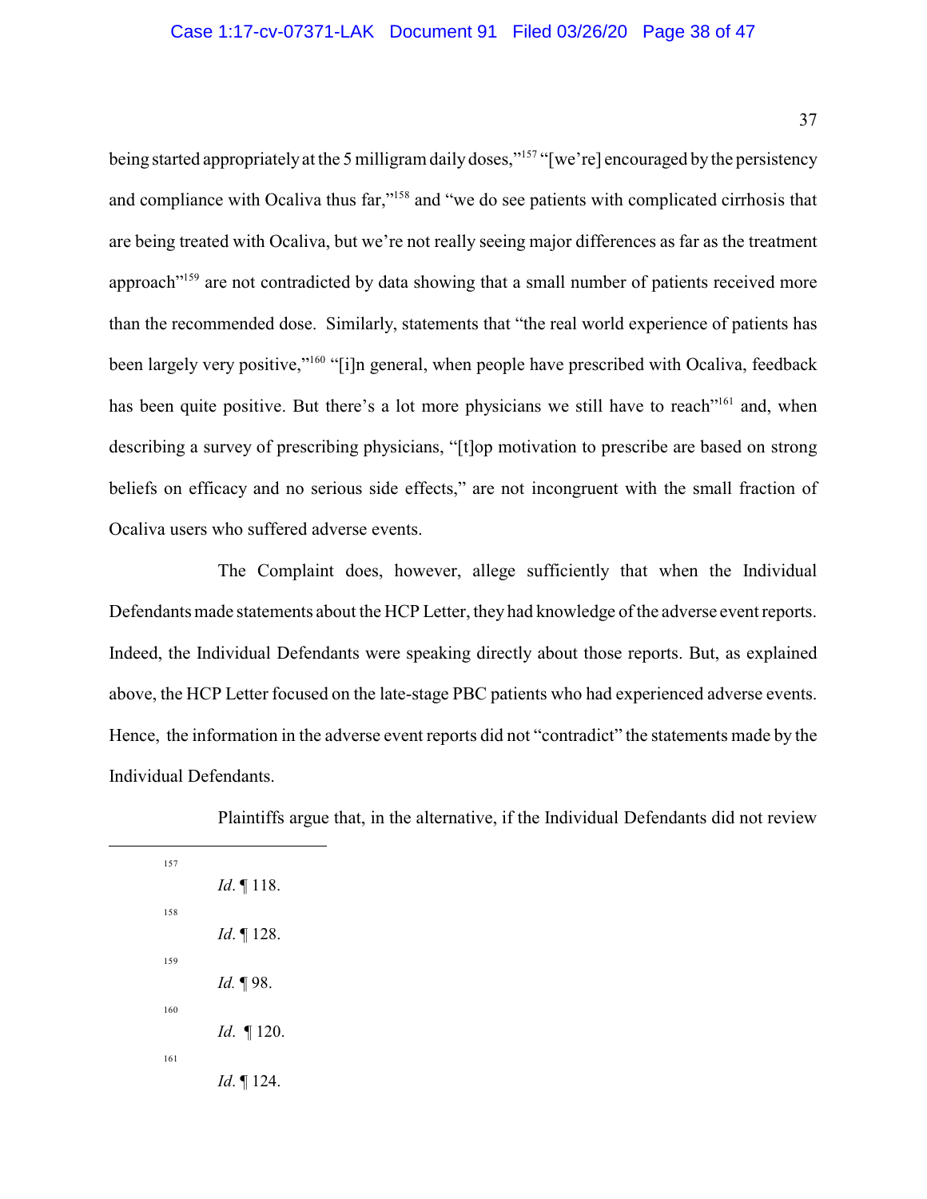being started appropriately at the 5 milligram daily doses,"[157] "[we're] encouraged by the persistency and compliance with Ocaliva thus far,"[158] and "we do see patients with complicated cirrhosis that are being treated with Ocaliva, but we're not really seeing major differences as far as the treatment approach"[159] are not contradicted by data showing that a small number of patients received more than the recommended dose. Similarly, statements that "the real world experience of patients has been largely very positive,"[160] "[i]n general, when people have prescribed with Ocaliva, feedback has been quite positive. But there's a lot more physicians we still have to reach"[161] and, when describing a survey of prescribing physicians, "[t]op motivation to prescribe are based on strong beliefs on efficacy and no serious side effects," are not incongruent with the small fraction of Ocaliva users who suffered adverse events.

The Complaint does, however, allege sufficiently that when the Individual Defendants made statements about the HCP Letter, they had knowledge of the adverse event reports. Indeed, the Individual Defendants were speaking directly about those reports. But, as explained above, the HCP Letter focused on the late-stage PBC patients who had experienced adverse events. Hence, the information in the adverse event reports did not "contradict" the statements made by the Individual Defendants.

Plaintiffs argue that, in the alternative, if the Individual Defendants did not review

---

[157] *Id*. ¶ 118.

[158] *Id*. ¶ 128.

[159] *Id.* ¶ 98.

[160] *Id*. ¶ 120.

[161] *Id*. ¶ 124.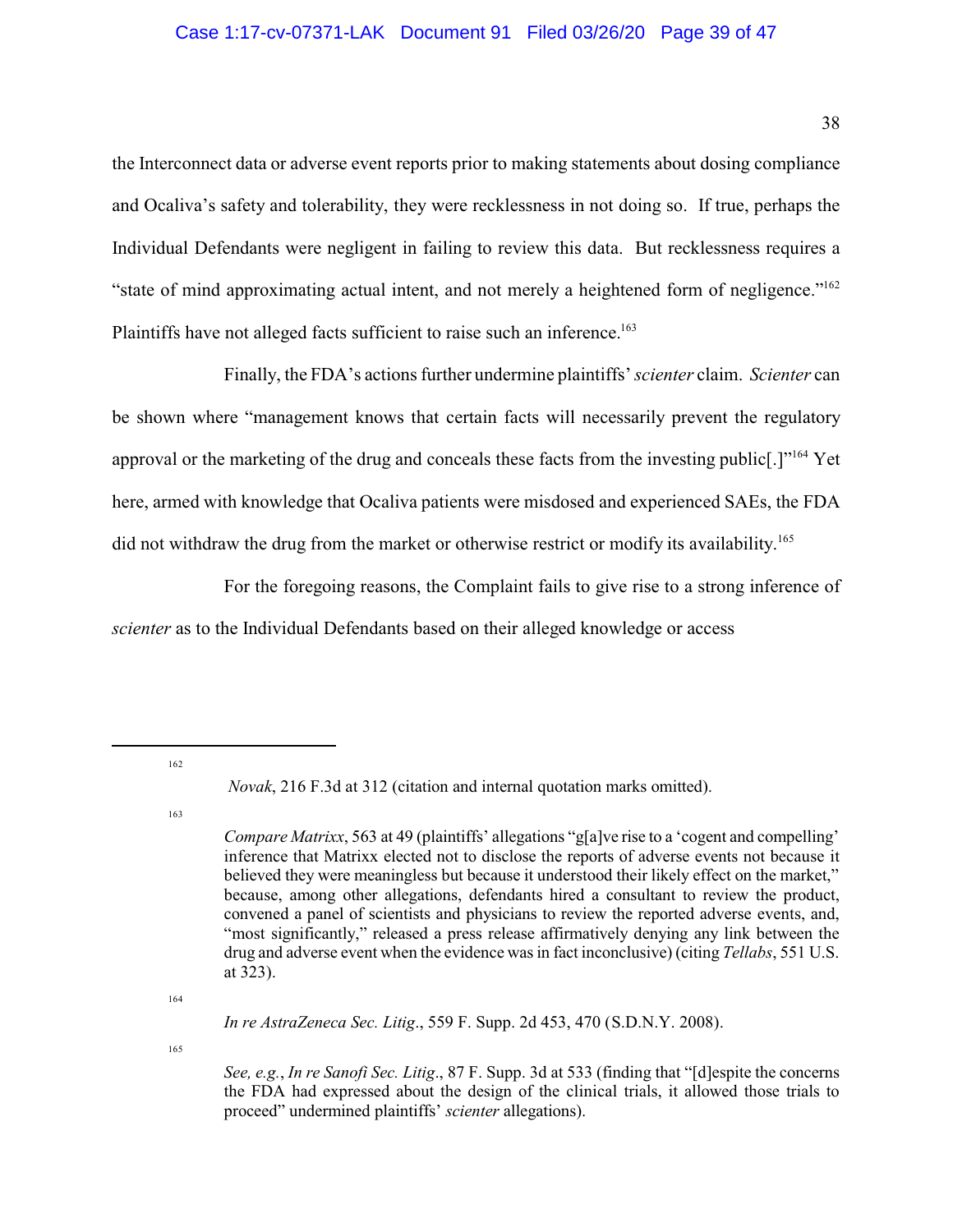the Interconnect data or adverse event reports prior to making statements about dosing compliance and Ocaliva's safety and tolerability, they were recklessness in not doing so. If true, perhaps the Individual Defendants were negligent in failing to review this data. But recklessness requires a "state of mind approximating actual intent, and not merely a heightened form of negligence."[162] Plaintiffs have not alleged facts sufficient to raise such an inference.[163]

Finally, the FDA's actions further undermine plaintiffs' *scienter* claim. *Scienter* can be shown where "management knows that certain facts will necessarily prevent the regulatory approval or the marketing of the drug and conceals these facts from the investing public[.]"[164] Yet here, armed with knowledge that Ocaliva patients were misdosed and experienced SAEs, the FDA did not withdraw the drug from the market or otherwise restrict or modify its availability.[165]

For the foregoing reasons, the Complaint fails to give rise to a strong inference of *scienter* as to the Individual Defendants based on their alleged knowledge or access

---

[162] *Novak*, 216 F.3d at 312 (citation and internal quotation marks omitted).

[163] *Compare Matrixx*, 563 at 49 (plaintiffs' allegations "g[a]ve rise to a 'cogent and compelling' inference that Matrixx elected not to disclose the reports of adverse events not because it believed they were meaningless but because it understood their likely effect on the market," because, among other allegations, defendants hired a consultant to review the product, convened a panel of scientists and physicians to review the reported adverse events, and, "most significantly," released a press release affirmatively denying any link between the drug and adverse event when the evidence was in fact inconclusive) (citing *Tellabs*, 551 U.S. at 323).

[164] *In re AstraZeneca Sec. Litig*., 559 F. Supp. 2d 453, 470 (S.D.N.Y. 2008).

[165] *See, e.g.*, *In re Sanofi Sec. Litig*., 87 F. Supp. 3d at 533 (finding that "[d]espite the concerns the FDA had expressed about the design of the clinical trials, it allowed those trials to proceed" undermined plaintiffs' *scienter* allegations).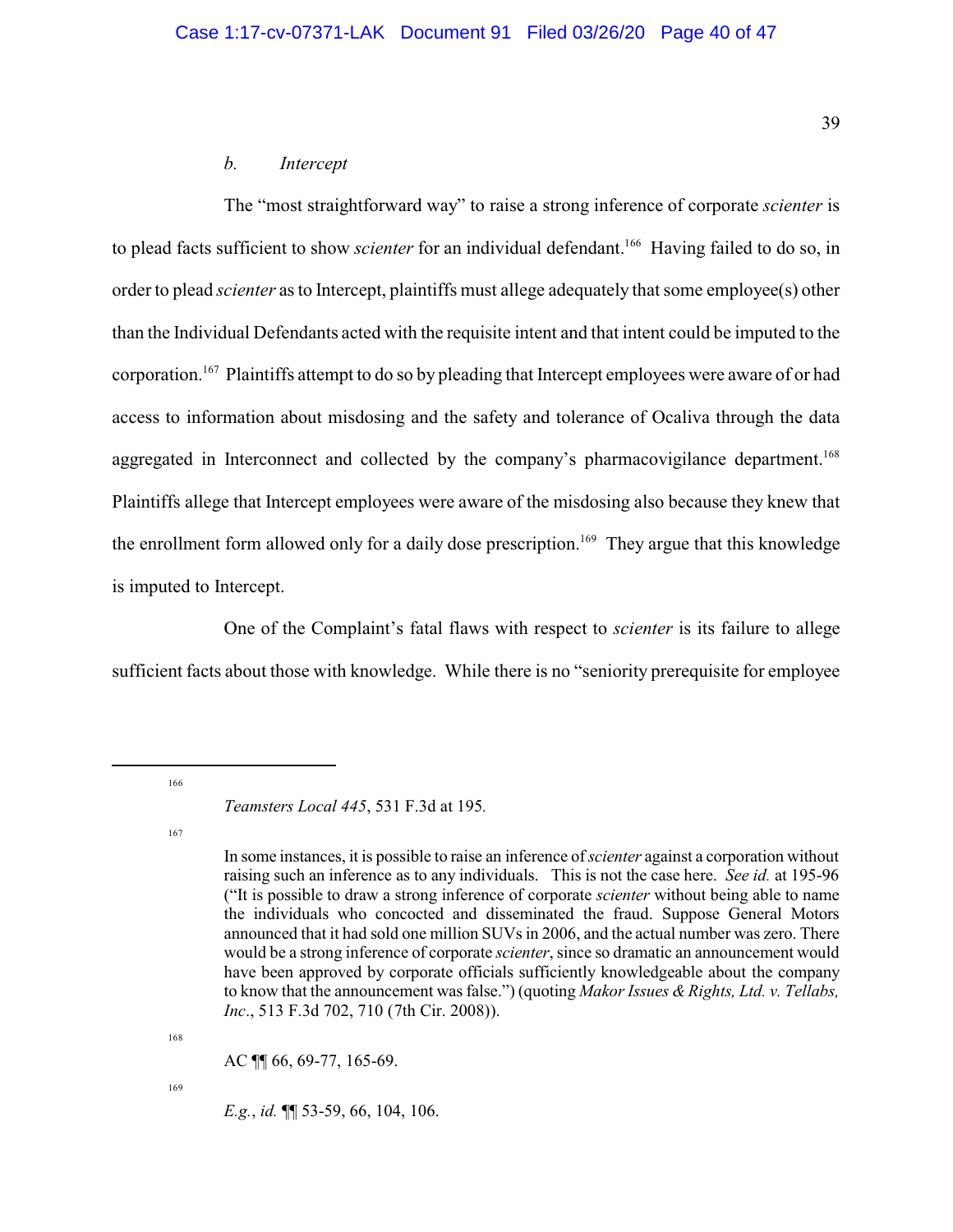### *b. Intercept*

The "most straightforward way" to raise a strong inference of corporate *scienter* is to plead facts sufficient to show *scienter* for an individual defendant.[166] Having failed to do so, in order to plead *scienter* as to Intercept, plaintiffs must allege adequately that some employee(s) other than the Individual Defendants acted with the requisite intent and that intent could be imputed to the corporation.[167] Plaintiffs attempt to do so by pleading that Intercept employees were aware of or had access to information about misdosing and the safety and tolerance of Ocaliva through the data aggregated in Interconnect and collected by the company's pharmacovigilance department.[168] Plaintiffs allege that Intercept employees were aware of the misdosing also because they knew that the enrollment form allowed only for a daily dose prescription.[169] They argue that this knowledge is imputed to Intercept.

One of the Complaint's fatal flaws with respect to *scienter* is its failure to allege sufficient facts about those with knowledge. While there is no "seniority prerequisite for employee

---

[166] *Teamsters Local 445*, 531 F.3d at 195.

[167] In some instances, it is possible to raise an inference of *scienter* against a corporation without raising such an inference as to any individuals. This is not the case here. *See id.* at 195-96 ("It is possible to draw a strong inference of corporate *scienter* without being able to name the individuals who concocted and disseminated the fraud. Suppose General Motors announced that it had sold one million SUVs in 2006, and the actual number was zero. There would be a strong inference of corporate *scienter*, since so dramatic an announcement would have been approved by corporate officials sufficiently knowledgeable about the company to know that the announcement was false.") (quoting *Makor Issues & Rights, Ltd. v. Tellabs, Inc.*, 513 F.3d 702, 710 (7th Cir. 2008)).

[168] AC ¶¶ 66, 69-77, 165-69.

[169] *E.g.*, *id.* ¶¶ 53-59, 66, 104, 106.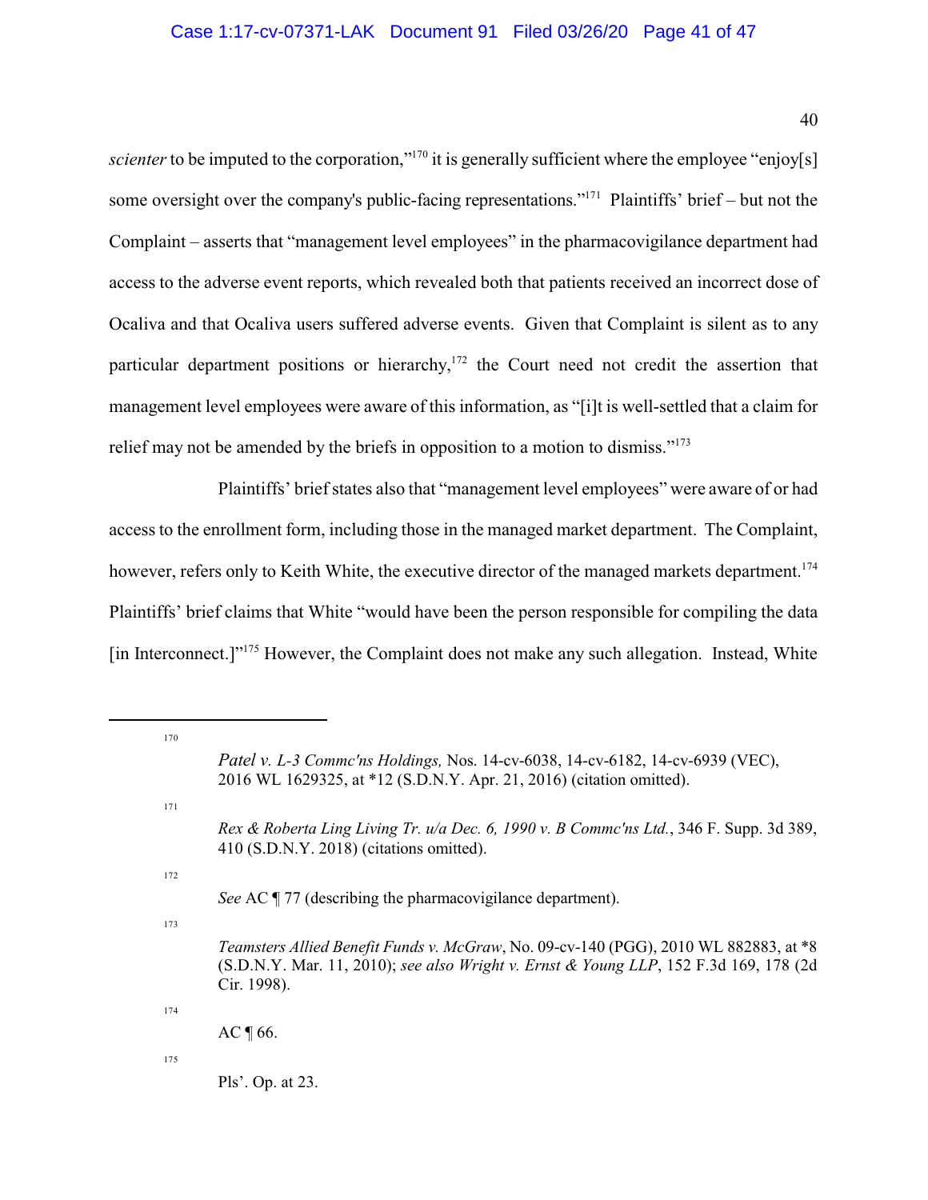*scienter* to be imputed to the corporation,"[170] it is generally sufficient where the employee "enjoy[s] some oversight over the company's public-facing representations."[171] Plaintiffs' brief – but not the Complaint – asserts that "management level employees" in the pharmacovigilance department had access to the adverse event reports, which revealed both that patients received an incorrect dose of Ocaliva and that Ocaliva users suffered adverse events. Given that Complaint is silent as to any particular department positions or hierarchy,[172] the Court need not credit the assertion that management level employees were aware of this information, as "[i]t is well-settled that a claim for relief may not be amended by the briefs in opposition to a motion to dismiss."[173]

Plaintiffs' brief states also that "management level employees" were aware of or had access to the enrollment form, including those in the managed market department. The Complaint, however, refers only to Keith White, the executive director of the managed markets department.[174] Plaintiffs' brief claims that White "would have been the person responsible for compiling the data [in Interconnect.]"[175] However, the Complaint does not make any such allegation. Instead, White

---

[170] *Patel v. L-3 Commc'ns Holdings,* Nos. 14-cv-6038, 14-cv-6182, 14-cv-6939 (VEC), 2016 WL 1629325, at *12 (S.D.N.Y. Apr. 21, 2016) (citation omitted).

[171] *Rex & Roberta Ling Living Tr. u/a Dec. 6, 1990 v. B Commc'ns Ltd.*, 346 F. Supp. 3d 389, 410 (S.D.N.Y. 2018) (citations omitted).

[172] *See* AC ¶ 77 (describing the pharmacovigilance department).

[173] *Teamsters Allied Benefit Funds v. McGraw*, No. 09-cv-140 (PGG), 2010 WL 882883, at *8 (S.D.N.Y. Mar. 11, 2010); *see also Wright v. Ernst & Young LLP*, 152 F.3d 169, 178 (2d Cir. 1998).

[174] AC ¶ 66.

[175] Pls'. Op. at 23.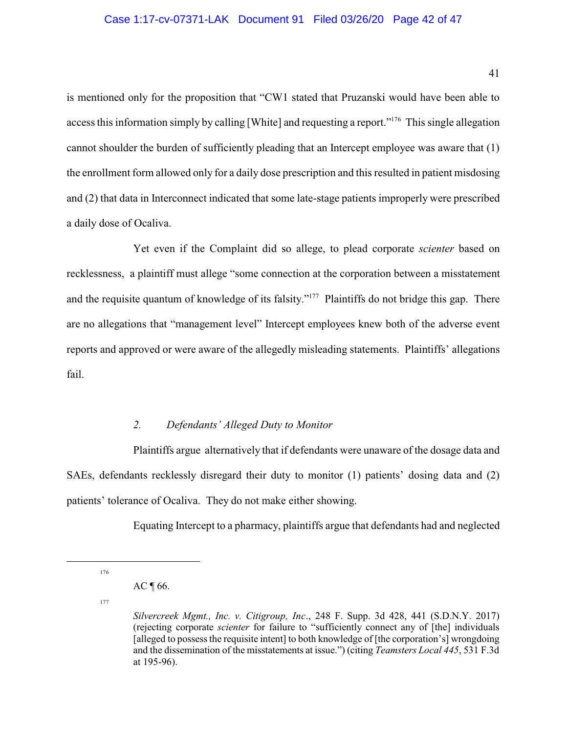is mentioned only for the proposition that "CW1 stated that Pruzanski would have been able to access this information simply by calling [White] and requesting a report."[176] This single allegation cannot shoulder the burden of sufficiently pleading that an Intercept employee was aware that (1) the enrollment form allowed only for a daily dose prescription and this resulted in patient misdosing and (2) that data in Interconnect indicated that some late-stage patients improperly were prescribed a daily dose of Ocaliva.

Yet even if the Complaint did so allege, to plead corporate *scienter* based on recklessness, a plaintiff must allege "some connection at the corporation between a misstatement and the requisite quantum of knowledge of its falsity."[177] Plaintiffs do not bridge this gap. There are no allegations that "management level" Intercept employees knew both of the adverse event reports and approved or were aware of the allegedly misleading statements. Plaintiffs' allegations fail.

### *2. Defendants' Alleged Duty to Monitor*

Plaintiffs argue alternatively that if defendants were unaware of the dosage data and SAEs, defendants recklessly disregard their duty to monitor (1) patients' dosing data and (2) patients' tolerance of Ocaliva. They do not make either showing.

Equating Intercept to a pharmacy, plaintiffs argue that defendants had and neglected

---

[176] AC ¶ 66.

[177] *Silvercreek Mgmt., Inc. v. Citigroup, Inc.*, 248 F. Supp. 3d 428, 441 (S.D.N.Y. 2017) (rejecting corporate *scienter* for failure to "sufficiently connect any of [the] individuals [alleged to possess the requisite intent] to both knowledge of [the corporation's] wrongdoing and the dissemination of the misstatements at issue.") (citing *Teamsters Local 445*, 531 F.3d at 195-96).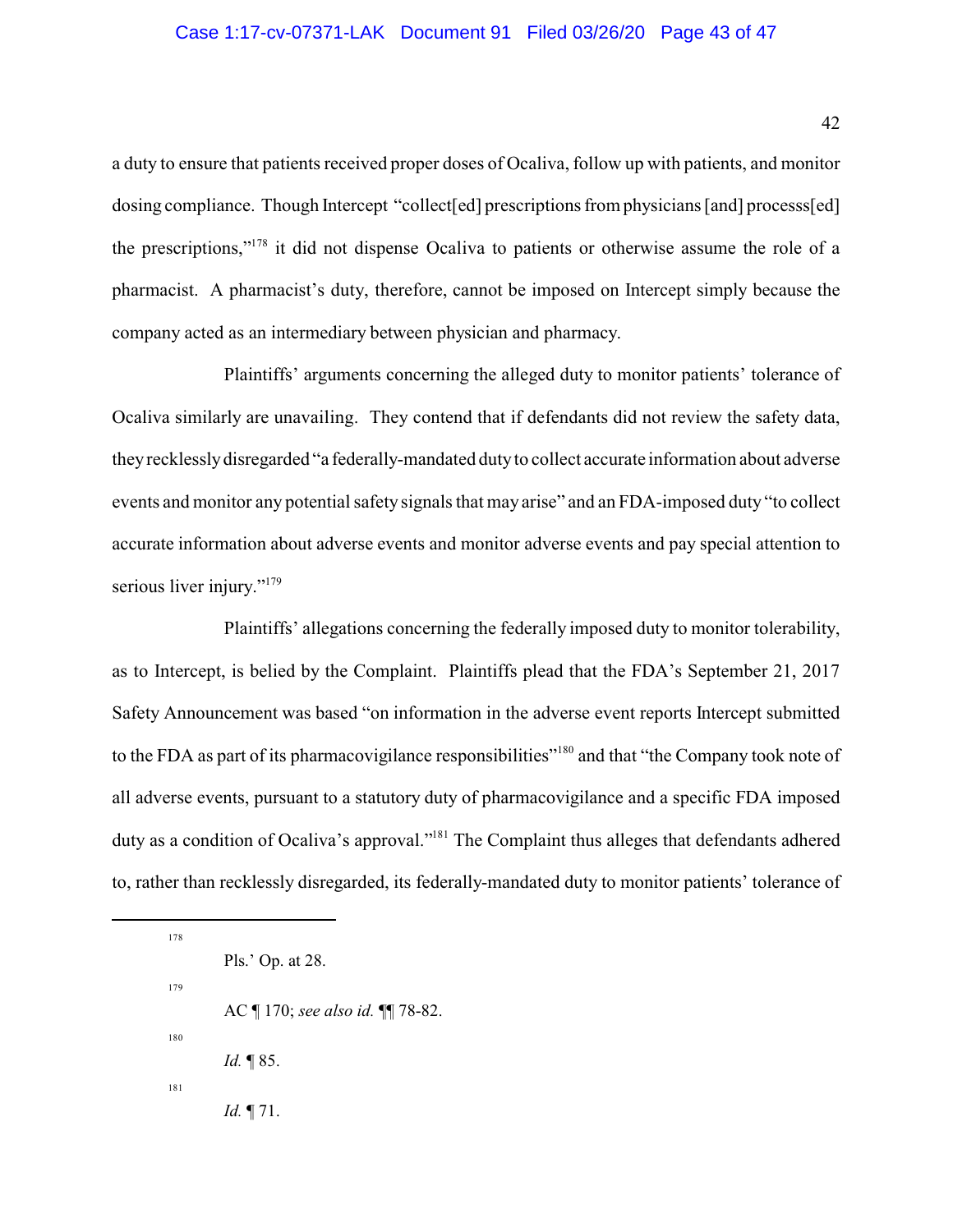a duty to ensure that patients received proper doses of Ocaliva, follow up with patients, and monitor dosing compliance. Though Intercept "collect[ed] prescriptions from physicians [and] processs[ed] the prescriptions,"[178] it did not dispense Ocaliva to patients or otherwise assume the role of a pharmacist. A pharmacist's duty, therefore, cannot be imposed on Intercept simply because the company acted as an intermediary between physician and pharmacy.

Plaintiffs' arguments concerning the alleged duty to monitor patients' tolerance of Ocaliva similarly are unavailing. They contend that if defendants did not review the safety data, they recklessly disregarded "a federally-mandated duty to collect accurate information about adverse events and monitor any potential safety signals that may arise" and an FDA-imposed duty "to collect accurate information about adverse events and monitor adverse events and pay special attention to serious liver injury."[179]

Plaintiffs' allegations concerning the federally imposed duty to monitor tolerability, as to Intercept, is belied by the Complaint. Plaintiffs plead that the FDA's September 21, 2017 Safety Announcement was based "on information in the adverse event reports Intercept submitted to the FDA as part of its pharmacovigilance responsibilities"[180] and that "the Company took note of all adverse events, pursuant to a statutory duty of pharmacovigilance and a specific FDA imposed duty as a condition of Ocaliva's approval."[181] The Complaint thus alleges that defendants adhered to, rather than recklessly disregarded, its federally-mandated duty to monitor patients' tolerance of

---

[178] Pls.' Op. at 28.

[179] AC ¶ 170; *see also id.* ¶¶ 78-82.

[180] *Id.* ¶ 85.

[181] *Id.* ¶ 71.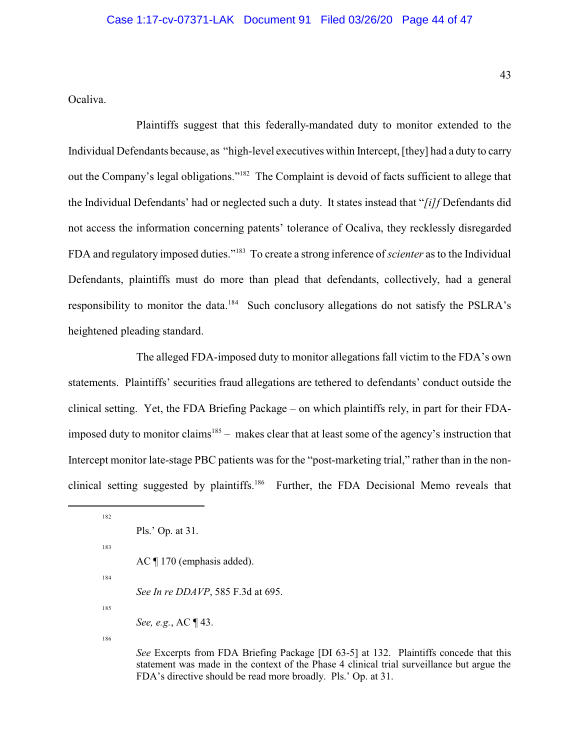Ocaliva.

Plaintiffs suggest that this federally-mandated duty to monitor extended to the Individual Defendants because, as "high-level executives within Intercept, [they] had a duty to carry out the Company's legal obligations."[182] The Complaint is devoid of facts sufficient to allege that the Individual Defendants' had or neglected such a duty. It states instead that "*[i]f* Defendants did not access the information concerning patents' tolerance of Ocaliva, they recklessly disregarded FDA and regulatory imposed duties."[183] To create a strong inference of *scienter* as to the Individual Defendants, plaintiffs must do more than plead that defendants, collectively, had a general responsibility to monitor the data.[184] Such conclusory allegations do not satisfy the PSLRA's heightened pleading standard.

The alleged FDA-imposed duty to monitor allegations fall victim to the FDA's own statements. Plaintiffs' securities fraud allegations are tethered to defendants' conduct outside the clinical setting. Yet, the FDA Briefing Package – on which plaintiffs rely, in part for their FDA-imposed duty to monitor claims[185] – makes clear that at least some of the agency's instruction that Intercept monitor late-stage PBC patients was for the "post-marketing trial," rather than in the non-clinical setting suggested by plaintiffs.[186] Further, the FDA Decisional Memo reveals that

---

[182] Pls.' Op. at 31.

[183] AC ¶ 170 (emphasis added).

[184] *See In re DDAVP*, 585 F.3d at 695.

[185] *See, e.g.*, AC ¶ 43.

[186] *See* Excerpts from FDA Briefing Package [DI 63-5] at 132. Plaintiffs concede that this statement was made in the context of the Phase 4 clinical trial surveillance but argue the FDA's directive should be read more broadly. Pls.' Op. at 31.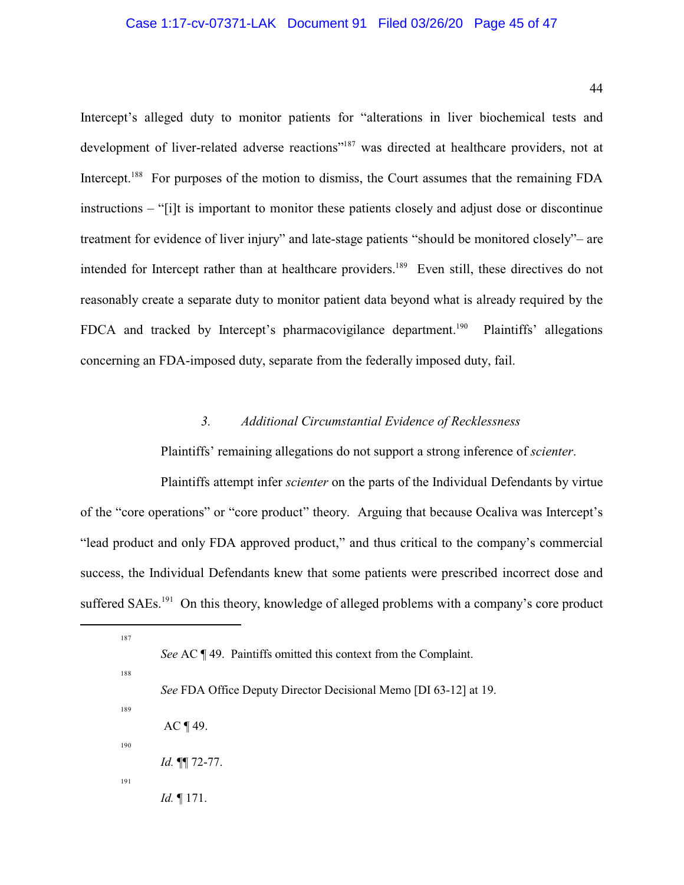Intercept's alleged duty to monitor patients for "alterations in liver biochemical tests and development of liver-related adverse reactions"[187] was directed at healthcare providers, not at Intercept.[188] For purposes of the motion to dismiss, the Court assumes that the remaining FDA instructions – "[i]t is important to monitor these patients closely and adjust dose or discontinue treatment for evidence of liver injury" and late-stage patients "should be monitored closely"– are intended for Intercept rather than at healthcare providers.[189] Even still, these directives do not reasonably create a separate duty to monitor patient data beyond what is already required by the FDCA and tracked by Intercept's pharmacovigilance department.[190] Plaintiffs' allegations concerning an FDA-imposed duty, separate from the federally imposed duty, fail.

### 3. *Additional Circumstantial Evidence of Recklessness*

Plaintiffs' remaining allegations do not support a strong inference of *scienter*.

Plaintiffs attempt infer *scienter* on the parts of the Individual Defendants by virtue of the "core operations" or "core product" theory. Arguing that because Ocaliva was Intercept's "lead product and only FDA approved product," and thus critical to the company's commercial success, the Individual Defendants knew that some patients were prescribed incorrect dose and suffered SAEs.[191] On this theory, knowledge of alleged problems with a company's core product

---

[187] *See* AC ¶ 49. Paintiffs omitted this context from the Complaint.

[188] *See* FDA Office Deputy Director Decisional Memo [DI 63-12] at 19.

[189] AC ¶ 49.

[190] *Id.* ¶¶ 72-77.

[191] *Id.* ¶ 171.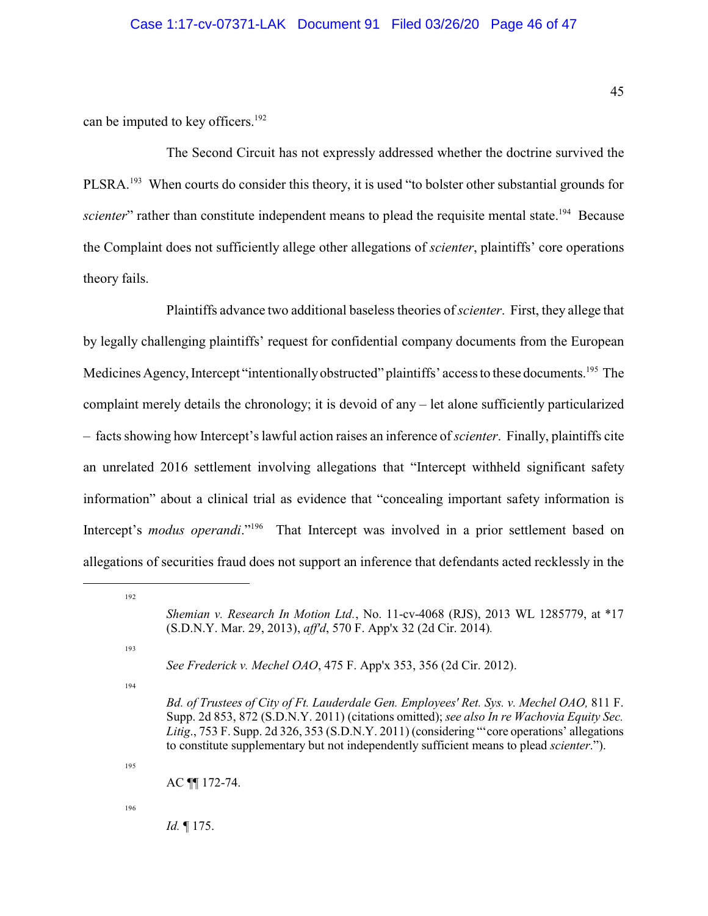can be imputed to key officers.[192]

The Second Circuit has not expressly addressed whether the doctrine survived the PLSRA.[193] When courts do consider this theory, it is used "to bolster other substantial grounds for *scienter*" rather than constitute independent means to plead the requisite mental state.[194] Because the Complaint does not sufficiently allege other allegations of *scienter*, plaintiffs' core operations theory fails.

Plaintiffs advance two additional baseless theories of *scienter*. First, they allege that by legally challenging plaintiffs' request for confidential company documents from the European Medicines Agency, Intercept "intentionally obstructed" plaintiffs' access to these documents.[195] The complaint merely details the chronology; it is devoid of any – let alone sufficiently particularized – facts showing how Intercept's lawful action raises an inference of *scienter*. Finally, plaintiffs cite an unrelated 2016 settlement involving allegations that "Intercept withheld significant safety information" about a clinical trial as evidence that "concealing important safety information is Intercept's *modus operandi*."[196] That Intercept was involved in a prior settlement based on allegations of securities fraud does not support an inference that defendants acted recklessly in the

---

[192] *Shemian v. Research In Motion Ltd.*, No. 11-cv-4068 (RJS), 2013 WL 1285779, at *17 (S.D.N.Y. Mar. 29, 2013), *aff'd*, 570 F. App'x 32 (2d Cir. 2014).

[193] *See Frederick v. Mechel OAO*, 475 F. App'x 353, 356 (2d Cir. 2012).

[194] *Bd. of Trustees of City of Ft. Lauderdale Gen. Employees' Ret. Sys. v. Mechel OAO,* 811 F. Supp. 2d 853, 872 (S.D.N.Y. 2011) (citations omitted); *see also In re Wachovia Equity Sec. Litig*., 753 F. Supp. 2d 326, 353 (S.D.N.Y. 2011) (considering "'core operations' allegations to constitute supplementary but not independently sufficient means to plead *scienter*.").

[195] AC ¶¶ 172-74.

[196] *Id.* ¶ 175.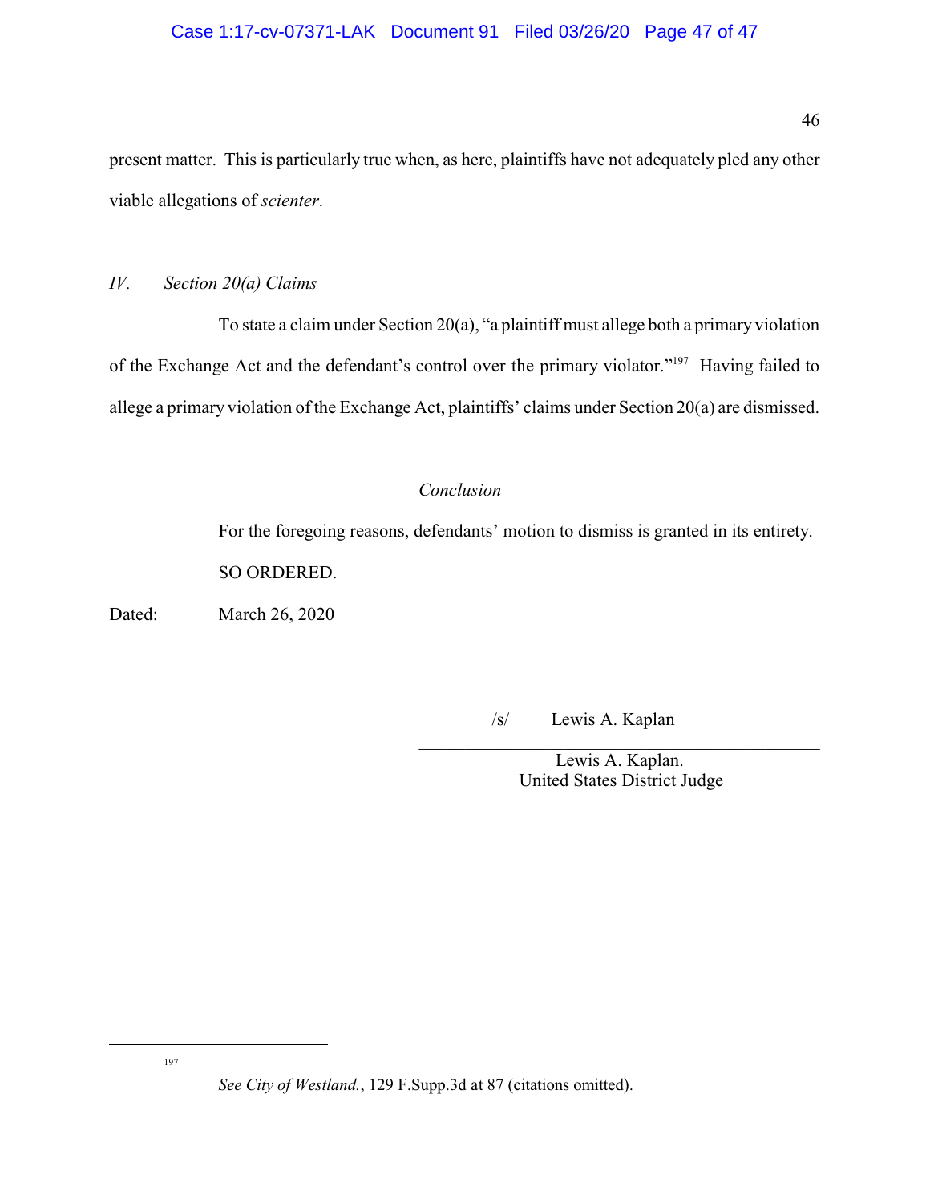present matter. This is particularly true when, as here, plaintiffs have not adequately pled any other viable allegations of *scienter*.

### *IV. Section 20(a) Claims*

To state a claim under Section 20(a), "a plaintiff must allege both a primary violation of the Exchange Act and the defendant's control over the primary violator."[197] Having failed to allege a primary violation of the Exchange Act, plaintiffs' claims under Section 20(a) are dismissed.

### *Conclusion*

For the foregoing reasons, defendants' motion to dismiss is granted in its entirety.

SO ORDERED.

Dated: March 26, 2020

/s/ Lewis A. Kaplan

Lewis A. Kaplan.
United States District Judge

---

[197] *See City of Westland.*, 129 F.Supp.3d at 87 (citations omitted).